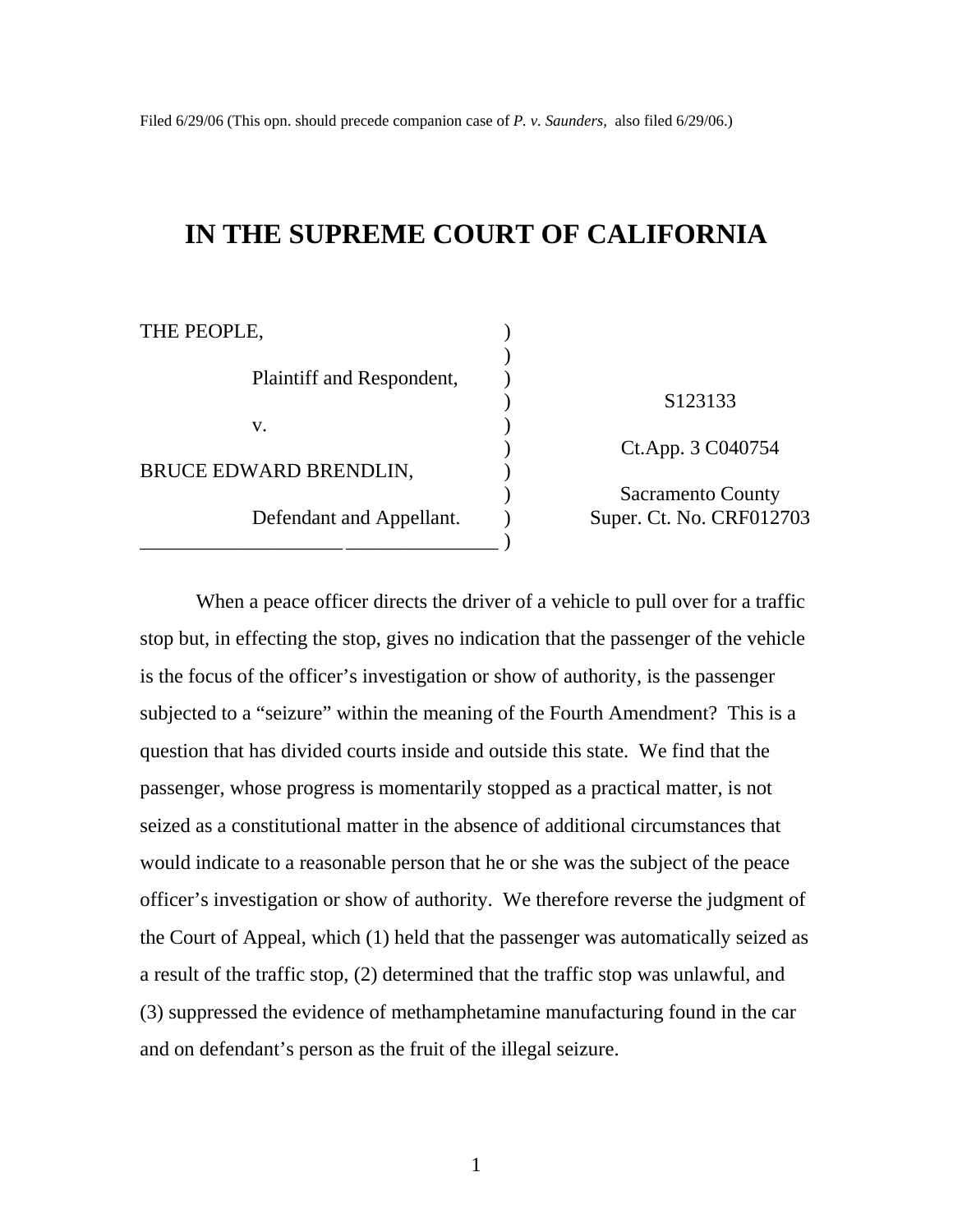Filed 6/29/06 (This opn. should precede companion case of *P. v. Saunders*, also filed 6/29/06.)

# IN THE SUPREME COURT OF CALIFORNIA

| | |
|---|---|
| THE PEOPLE, | |
| Plaintiff and Respondent, | S123133 |
| v. | Ct.App. 3 C040754 |
| BRUCE EDWARD BRENDLIN, | Sacramento County |
| Defendant and Appellant. | Super. Ct. No. CRF012703 |

When a peace officer directs the driver of a vehicle to pull over for a traffic stop but, in effecting the stop, gives no indication that the passenger of the vehicle is the focus of the officer's investigation or show of authority, is the passenger subjected to a "seizure" within the meaning of the Fourth Amendment? This is a question that has divided courts inside and outside this state. We find that the passenger, whose progress is momentarily stopped as a practical matter, is not seized as a constitutional matter in the absence of additional circumstances that would indicate to a reasonable person that he or she was the subject of the peace officer's investigation or show of authority. We therefore reverse the judgment of the Court of Appeal, which (1) held that the passenger was automatically seized as a result of the traffic stop, (2) determined that the traffic stop was unlawful, and (3) suppressed the evidence of methamphetamine manufacturing found in the car and on defendant's person as the fruit of the illegal seizure.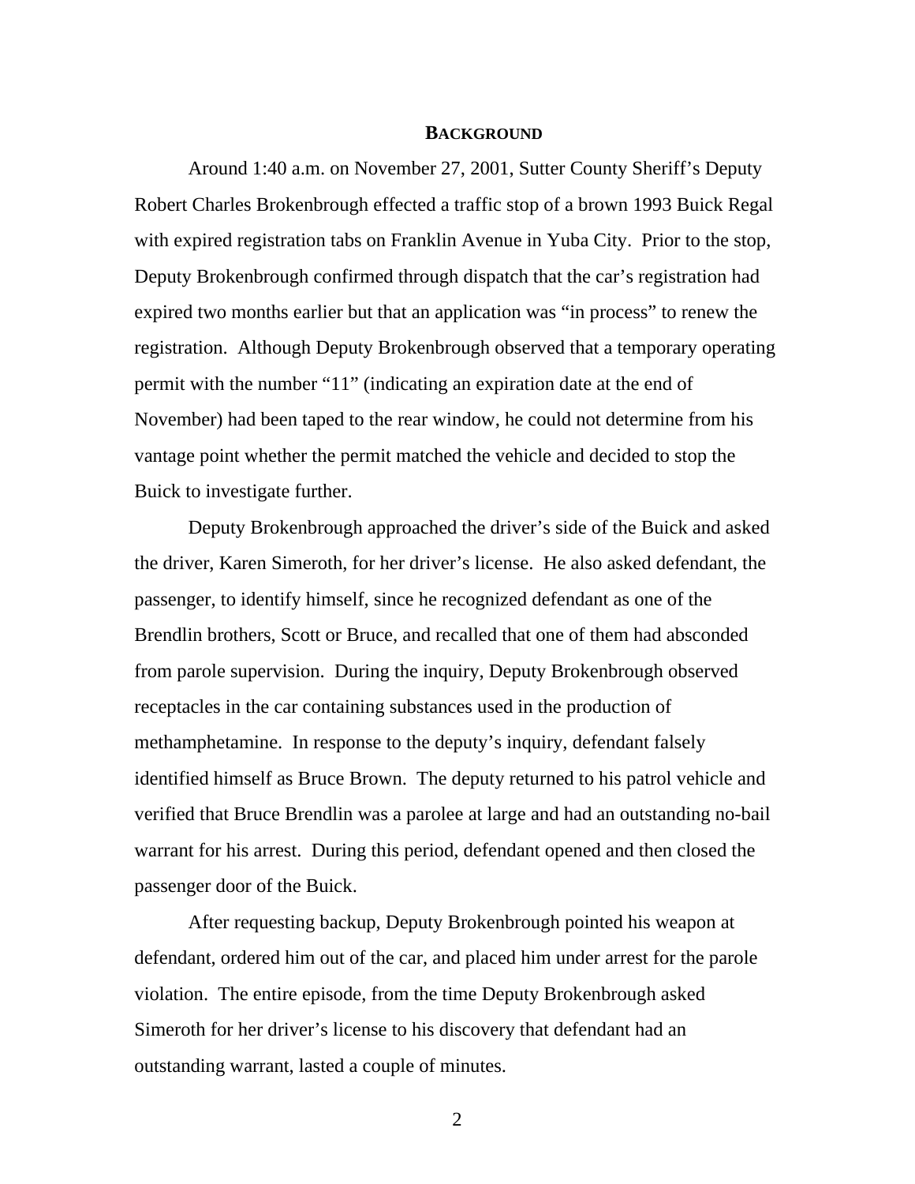## BACKGROUND

Around 1:40 a.m. on November 27, 2001, Sutter County Sheriff's Deputy Robert Charles Brokenbrough effected a traffic stop of a brown 1993 Buick Regal with expired registration tabs on Franklin Avenue in Yuba City. Prior to the stop, Deputy Brokenbrough confirmed through dispatch that the car's registration had expired two months earlier but that an application was "in process" to renew the registration. Although Deputy Brokenbrough observed that a temporary operating permit with the number "11" (indicating an expiration date at the end of November) had been taped to the rear window, he could not determine from his vantage point whether the permit matched the vehicle and decided to stop the Buick to investigate further.

Deputy Brokenbrough approached the driver's side of the Buick and asked the driver, Karen Simeroth, for her driver's license. He also asked defendant, the passenger, to identify himself, since he recognized defendant as one of the Brendlin brothers, Scott or Bruce, and recalled that one of them had absconded from parole supervision. During the inquiry, Deputy Brokenbrough observed receptacles in the car containing substances used in the production of methamphetamine. In response to the deputy's inquiry, defendant falsely identified himself as Bruce Brown. The deputy returned to his patrol vehicle and verified that Bruce Brendlin was a parolee at large and had an outstanding no-bail warrant for his arrest. During this period, defendant opened and then closed the passenger door of the Buick.

After requesting backup, Deputy Brokenbrough pointed his weapon at defendant, ordered him out of the car, and placed him under arrest for the parole violation. The entire episode, from the time Deputy Brokenbrough asked Simeroth for her driver's license to his discovery that defendant had an outstanding warrant, lasted a couple of minutes.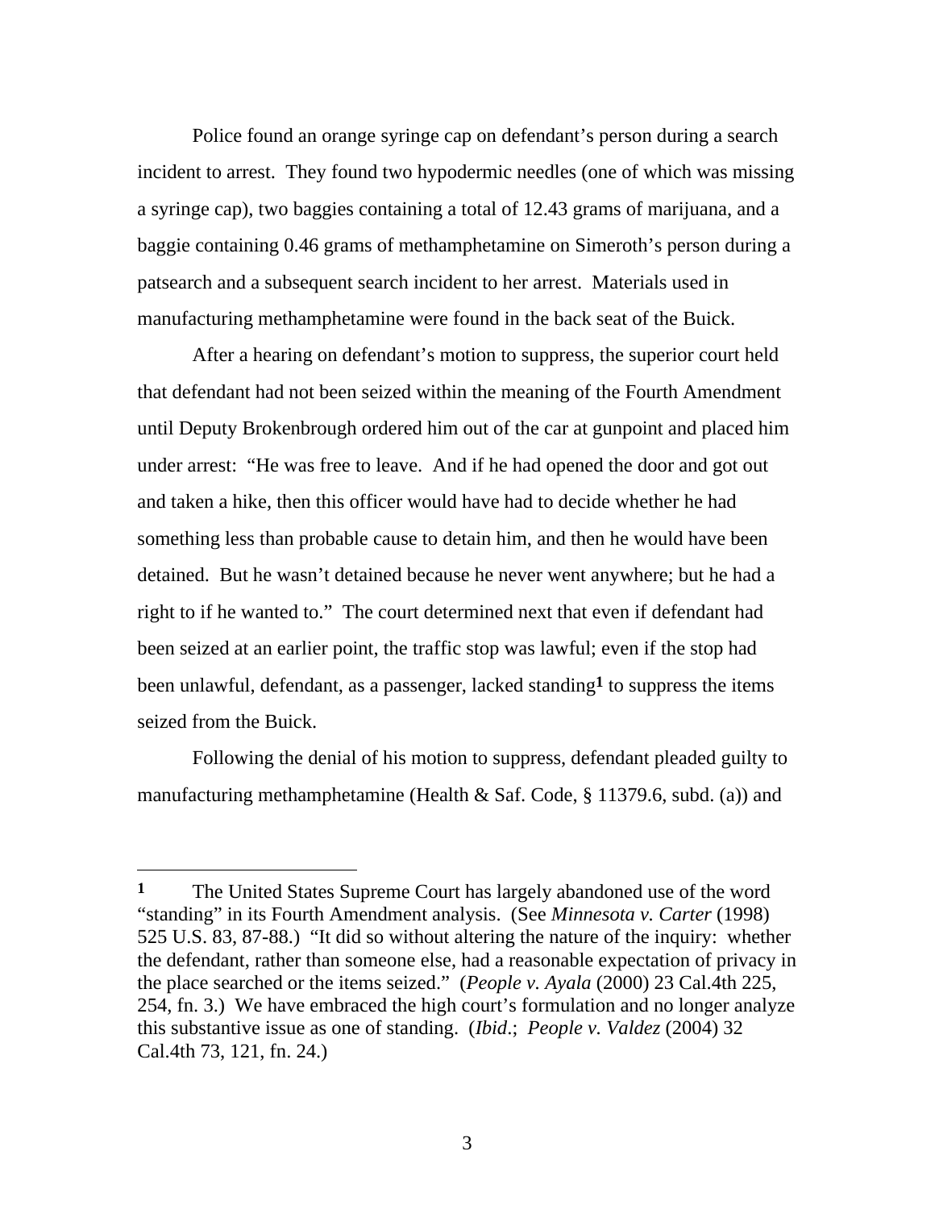Police found an orange syringe cap on defendant's person during a search incident to arrest. They found two hypodermic needles (one of which was missing a syringe cap), two baggies containing a total of 12.43 grams of marijuana, and a baggie containing 0.46 grams of methamphetamine on Simeroth's person during a patsearch and a subsequent search incident to her arrest. Materials used in manufacturing methamphetamine were found in the back seat of the Buick.

After a hearing on defendant's motion to suppress, the superior court held that defendant had not been seized within the meaning of the Fourth Amendment until Deputy Brokenbrough ordered him out of the car at gunpoint and placed him under arrest: "He was free to leave. And if he had opened the door and got out and taken a hike, then this officer would have had to decide whether he had something less than probable cause to detain him, and then he would have been detained. But he wasn't detained because he never went anywhere; but he had a right to if he wanted to." The court determined next that even if defendant had been seized at an earlier point, the traffic stop was lawful; even if the stop had been unlawful, defendant, as a passenger, lacked standing[1] to suppress the items seized from the Buick.

Following the denial of his motion to suppress, defendant pleaded guilty to manufacturing methamphetamine (Health & Saf. Code, § 11379.6, subd. (a)) and

---

**1** The United States Supreme Court has largely abandoned use of the word "standing" in its Fourth Amendment analysis. (See *Minnesota v. Carter* (1998) 525 U.S. 83, 87-88.) "It did so without altering the nature of the inquiry: whether the defendant, rather than someone else, had a reasonable expectation of privacy in the place searched or the items seized." (*People v. Ayala* (2000) 23 Cal.4th 225, 254, fn. 3.) We have embraced the high court's formulation and no longer analyze this substantive issue as one of standing. (*Ibid*.; *People v. Valdez* (2004) 32 Cal.4th 73, 121, fn. 24.)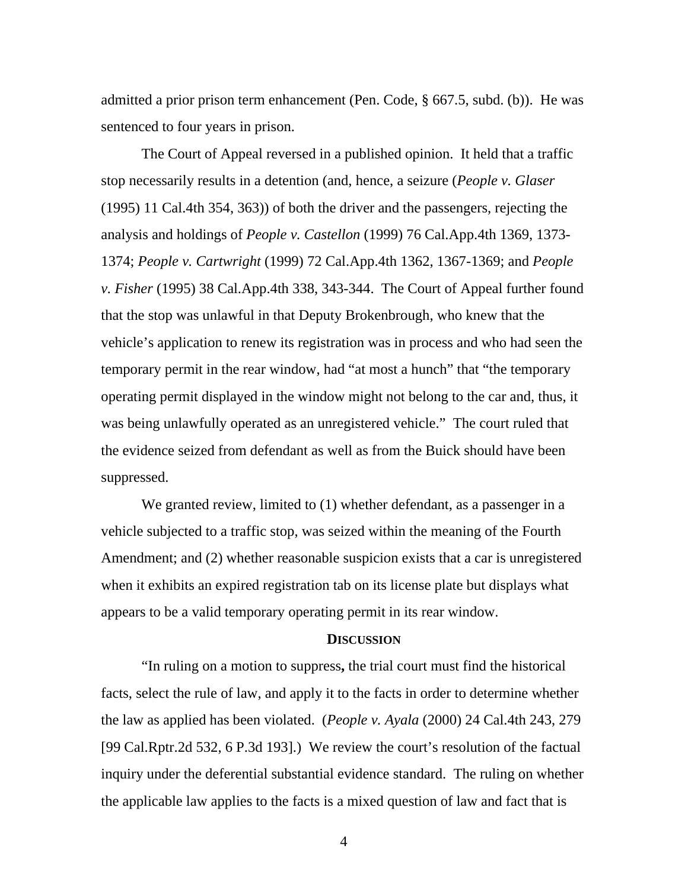admitted a prior prison term enhancement (Pen. Code, § 667.5, subd. (b)). He was sentenced to four years in prison.

The Court of Appeal reversed in a published opinion. It held that a traffic stop necessarily results in a detention (and, hence, a seizure (*People v. Glaser* (1995) 11 Cal.4th 354, 363)) of both the driver and the passengers, rejecting the analysis and holdings of *People v. Castellon* (1999) 76 Cal.App.4th 1369, 1373-1374; *People v. Cartwright* (1999) 72 Cal.App.4th 1362, 1367-1369; and *People v. Fisher* (1995) 38 Cal.App.4th 338, 343-344. The Court of Appeal further found that the stop was unlawful in that Deputy Brokenbrough, who knew that the vehicle's application to renew its registration was in process and who had seen the temporary permit in the rear window, had "at most a hunch" that "the temporary operating permit displayed in the window might not belong to the car and, thus, it was being unlawfully operated as an unregistered vehicle." The court ruled that the evidence seized from defendant as well as from the Buick should have been suppressed.

We granted review, limited to (1) whether defendant, as a passenger in a vehicle subjected to a traffic stop, was seized within the meaning of the Fourth Amendment; and (2) whether reasonable suspicion exists that a car is unregistered when it exhibits an expired registration tab on its license plate but displays what appears to be a valid temporary operating permit in its rear window.

## DISCUSSION

"In ruling on a motion to suppress**,** the trial court must find the historical facts, select the rule of law, and apply it to the facts in order to determine whether the law as applied has been violated. (*People v. Ayala* (2000) 24 Cal.4th 243, 279 [99 Cal.Rptr.2d 532, 6 P.3d 193].) We review the court's resolution of the factual inquiry under the deferential substantial evidence standard. The ruling on whether the applicable law applies to the facts is a mixed question of law and fact that is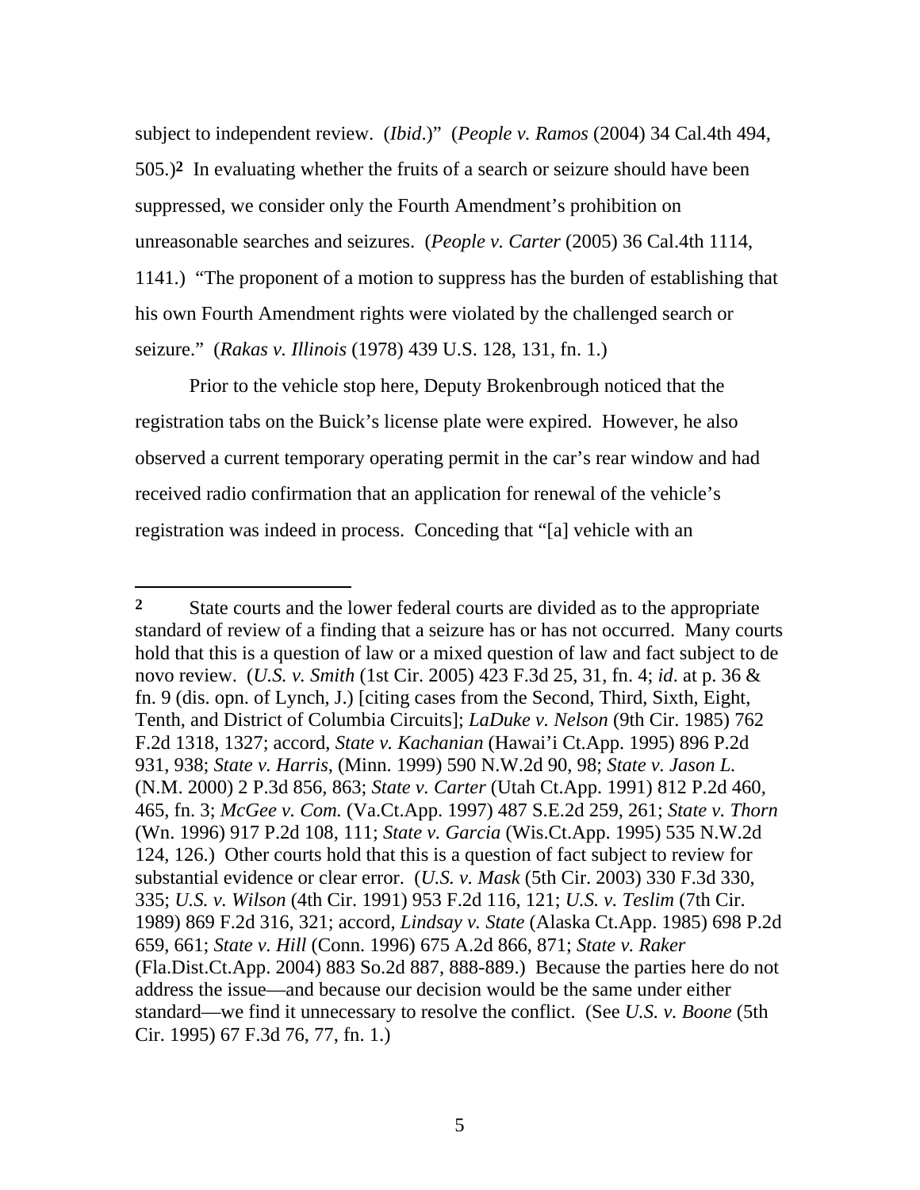subject to independent review. (*Ibid*.)" (*People v. Ramos* (2004) 34 Cal.4th 494, 505.)[2] In evaluating whether the fruits of a search or seizure should have been suppressed, we consider only the Fourth Amendment's prohibition on unreasonable searches and seizures. (*People v. Carter* (2005) 36 Cal.4th 1114, 1141.) "The proponent of a motion to suppress has the burden of establishing that his own Fourth Amendment rights were violated by the challenged search or seizure." (*Rakas v. Illinois* (1978) 439 U.S. 128, 131, fn. 1.)

Prior to the vehicle stop here, Deputy Brokenbrough noticed that the registration tabs on the Buick's license plate were expired. However, he also observed a current temporary operating permit in the car's rear window and had received radio confirmation that an application for renewal of the vehicle's registration was indeed in process. Conceding that "[a] vehicle with an

---

[2] State courts and the lower federal courts are divided as to the appropriate standard of review of a finding that a seizure has or has not occurred. Many courts hold that this is a question of law or a mixed question of law and fact subject to de novo review. (*U.S. v. Smith* (1st Cir. 2005) 423 F.3d 25, 31, fn. 4; *id*. at p. 36 & fn. 9 (dis. opn. of Lynch, J.) [citing cases from the Second, Third, Sixth, Eight, Tenth, and District of Columbia Circuits]; *LaDuke v. Nelson* (9th Cir. 1985) 762 F.2d 1318, 1327; accord, *State v. Kachanian* (Hawai'i Ct.App. 1995) 896 P.2d 931, 938; *State v. Harris*, (Minn. 1999) 590 N.W.2d 90, 98; *State v. Jason L.* (N.M. 2000) 2 P.3d 856, 863; *State v. Carter* (Utah Ct.App. 1991) 812 P.2d 460, 465, fn. 3; *McGee v. Com.* (Va.Ct.App. 1997) 487 S.E.2d 259, 261; *State v. Thorn* (Wn. 1996) 917 P.2d 108, 111; *State v. Garcia* (Wis.Ct.App. 1995) 535 N.W.2d 124, 126.) Other courts hold that this is a question of fact subject to review for substantial evidence or clear error. (*U.S. v. Mask* (5th Cir. 2003) 330 F.3d 330, 335; *U.S. v. Wilson* (4th Cir. 1991) 953 F.2d 116, 121; *U.S. v. Teslim* (7th Cir. 1989) 869 F.2d 316, 321; accord, *Lindsay v. State* (Alaska Ct.App. 1985) 698 P.2d 659, 661; *State v. Hill* (Conn. 1996) 675 A.2d 866, 871; *State v. Raker* (Fla.Dist.Ct.App. 2004) 883 So.2d 887, 888-889.) Because the parties here do not address the issue—and because our decision would be the same under either standard—we find it unnecessary to resolve the conflict. (See *U.S. v. Boone* (5th Cir. 1995) 67 F.3d 76, 77, fn. 1.)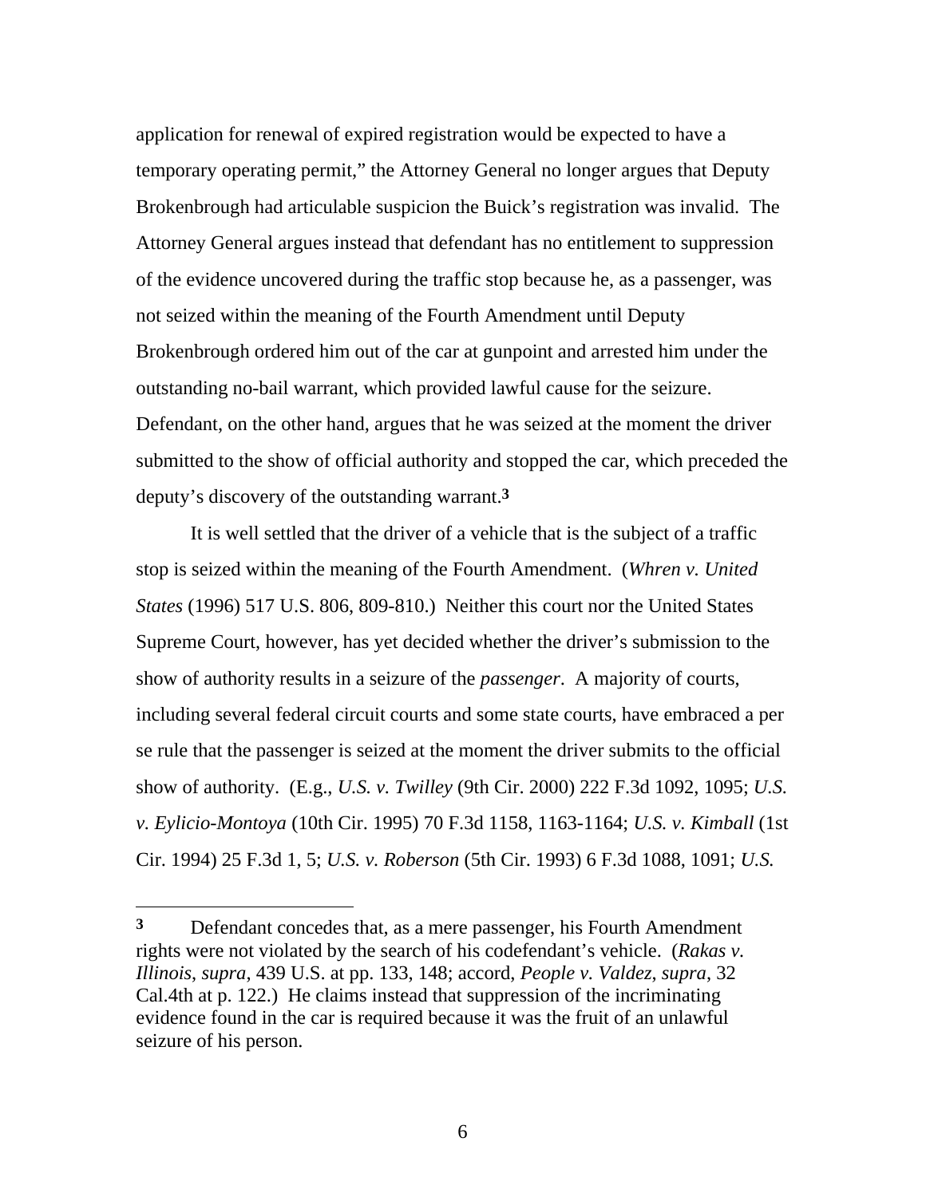application for renewal of expired registration would be expected to have a temporary operating permit," the Attorney General no longer argues that Deputy Brokenbrough had articulable suspicion the Buick's registration was invalid. The Attorney General argues instead that defendant has no entitlement to suppression of the evidence uncovered during the traffic stop because he, as a passenger, was not seized within the meaning of the Fourth Amendment until Deputy Brokenbrough ordered him out of the car at gunpoint and arrested him under the outstanding no-bail warrant, which provided lawful cause for the seizure. Defendant, on the other hand, argues that he was seized at the moment the driver submitted to the show of official authority and stopped the car, which preceded the deputy's discovery of the outstanding warrant.[3]

It is well settled that the driver of a vehicle that is the subject of a traffic stop is seized within the meaning of the Fourth Amendment. (*Whren v. United States* (1996) 517 U.S. 806, 809-810.) Neither this court nor the United States Supreme Court, however, has yet decided whether the driver's submission to the show of authority results in a seizure of the *passenger*. A majority of courts, including several federal circuit courts and some state courts, have embraced a per se rule that the passenger is seized at the moment the driver submits to the official show of authority. (E.g., *U.S. v. Twilley* (9th Cir. 2000) 222 F.3d 1092, 1095; *U.S. v. Eylicio-Montoya* (10th Cir. 1995) 70 F.3d 1158, 1163-1164; *U.S. v. Kimball* (1st Cir. 1994) 25 F.3d 1, 5; *U.S. v. Roberson* (5th Cir. 1993) 6 F.3d 1088, 1091; *U.S.*

---

[3] Defendant concedes that, as a mere passenger, his Fourth Amendment rights were not violated by the search of his codefendant's vehicle. (*Rakas v. Illinois*, *supra*, 439 U.S. at pp. 133, 148; accord, *People v. Valdez*, *supra*, 32 Cal.4th at p. 122.) He claims instead that suppression of the incriminating evidence found in the car is required because it was the fruit of an unlawful seizure of his person.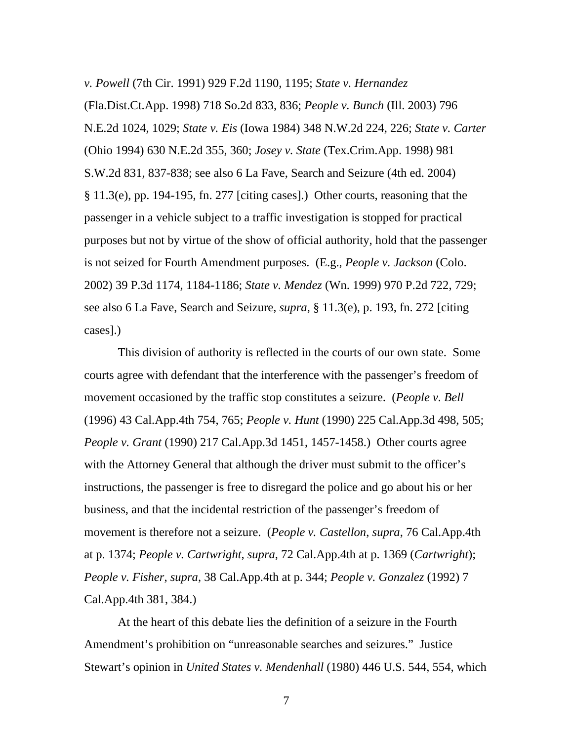*v. Powell* (7th Cir. 1991) 929 F.2d 1190, 1195; *State v. Hernandez* (Fla.Dist.Ct.App. 1998) 718 So.2d 833, 836; *People v. Bunch* (Ill. 2003) 796 N.E.2d 1024, 1029; *State v. Eis* (Iowa 1984) 348 N.W.2d 224, 226; *State v. Carter* (Ohio 1994) 630 N.E.2d 355, 360; *Josey v. State* (Tex.Crim.App. 1998) 981 S.W.2d 831, 837-838; see also 6 La Fave, Search and Seizure (4th ed. 2004) § 11.3(e), pp. 194-195, fn. 277 [citing cases].) Other courts, reasoning that the passenger in a vehicle subject to a traffic investigation is stopped for practical purposes but not by virtue of the show of official authority, hold that the passenger is not seized for Fourth Amendment purposes. (E.g., *People v. Jackson* (Colo. 2002) 39 P.3d 1174, 1184-1186; *State v. Mendez* (Wn. 1999) 970 P.2d 722, 729; see also 6 La Fave, Search and Seizure, *supra*, § 11.3(e), p. 193, fn. 272 [citing cases].)

This division of authority is reflected in the courts of our own state. Some courts agree with defendant that the interference with the passenger's freedom of movement occasioned by the traffic stop constitutes a seizure. (*People v. Bell* (1996) 43 Cal.App.4th 754, 765; *People v. Hunt* (1990) 225 Cal.App.3d 498, 505; *People v. Grant* (1990) 217 Cal.App.3d 1451, 1457-1458.) Other courts agree with the Attorney General that although the driver must submit to the officer's instructions, the passenger is free to disregard the police and go about his or her business, and that the incidental restriction of the passenger's freedom of movement is therefore not a seizure. (*People v. Castellon*, *supra*, 76 Cal.App.4th at p. 1374; *People v. Cartwright*, *supra*, 72 Cal.App.4th at p. 1369 (*Cartwright*); *People v. Fisher*, *supra*, 38 Cal.App.4th at p. 344; *People v. Gonzalez* (1992) 7 Cal.App.4th 381, 384.)

At the heart of this debate lies the definition of a seizure in the Fourth Amendment's prohibition on "unreasonable searches and seizures." Justice Stewart's opinion in *United States v. Mendenhall* (1980) 446 U.S. 544, 554, which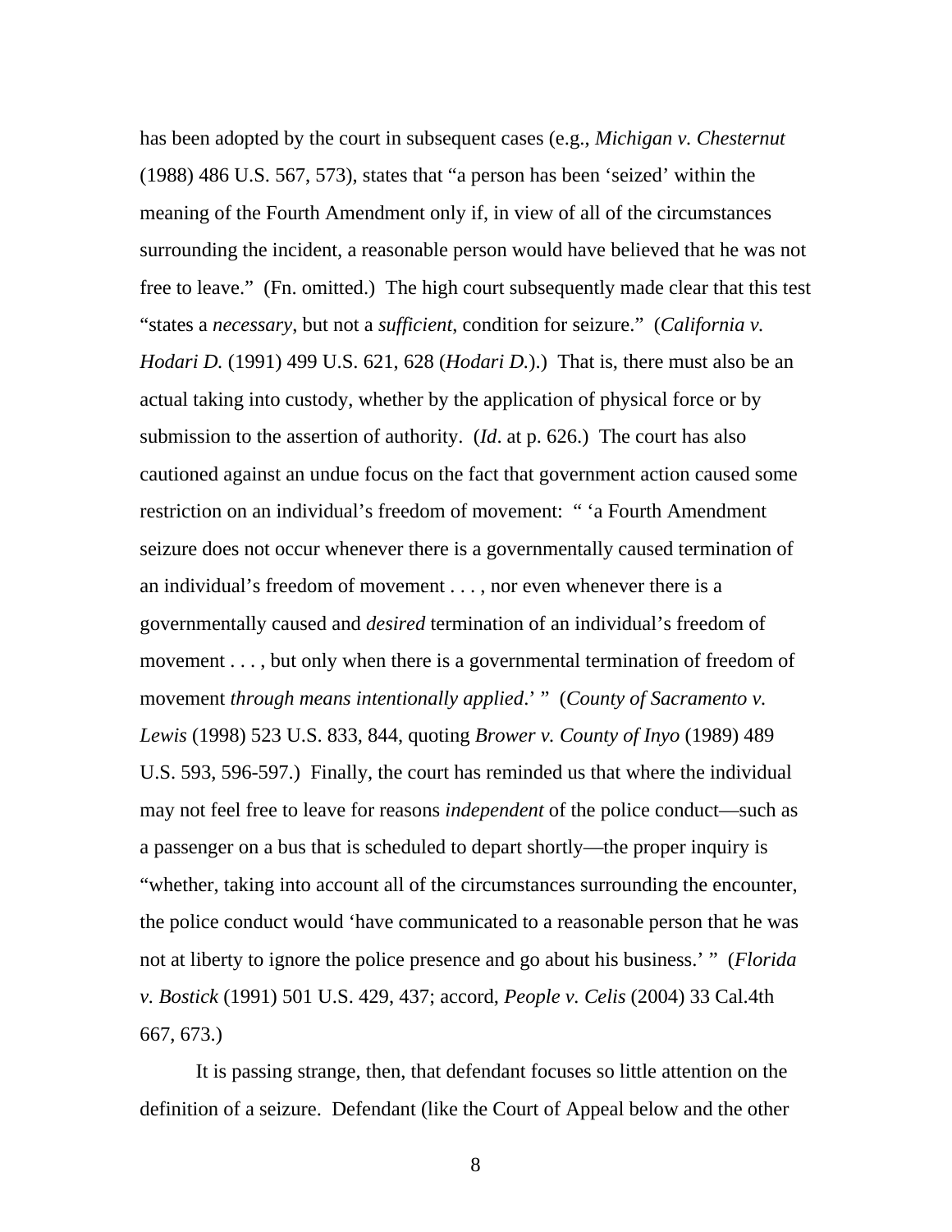has been adopted by the court in subsequent cases (e.g., *Michigan v. Chesternut* (1988) 486 U.S. 567, 573), states that "a person has been 'seized' within the meaning of the Fourth Amendment only if, in view of all of the circumstances surrounding the incident, a reasonable person would have believed that he was not free to leave." (Fn. omitted.) The high court subsequently made clear that this test "states a *necessary*, but not a *sufficient*, condition for seizure." (*California v. Hodari D.* (1991) 499 U.S. 621, 628 (*Hodari D.*).) That is, there must also be an actual taking into custody, whether by the application of physical force or by submission to the assertion of authority. (*Id*. at p. 626.) The court has also cautioned against an undue focus on the fact that government action caused some restriction on an individual's freedom of movement: " 'a Fourth Amendment seizure does not occur whenever there is a governmentally caused termination of an individual's freedom of movement . . . , nor even whenever there is a governmentally caused and *desired* termination of an individual's freedom of movement . . . , but only when there is a governmental termination of freedom of movement *through means intentionally applied*.' " (*County of Sacramento v. Lewis* (1998) 523 U.S. 833, 844, quoting *Brower v. County of Inyo* (1989) 489 U.S. 593, 596-597.) Finally, the court has reminded us that where the individual may not feel free to leave for reasons *independent* of the police conduct—such as a passenger on a bus that is scheduled to depart shortly—the proper inquiry is "whether, taking into account all of the circumstances surrounding the encounter, the police conduct would 'have communicated to a reasonable person that he was not at liberty to ignore the police presence and go about his business.' " (*Florida v. Bostick* (1991) 501 U.S. 429, 437; accord, *People v. Celis* (2004) 33 Cal.4th 667, 673.)

It is passing strange, then, that defendant focuses so little attention on the definition of a seizure. Defendant (like the Court of Appeal below and the other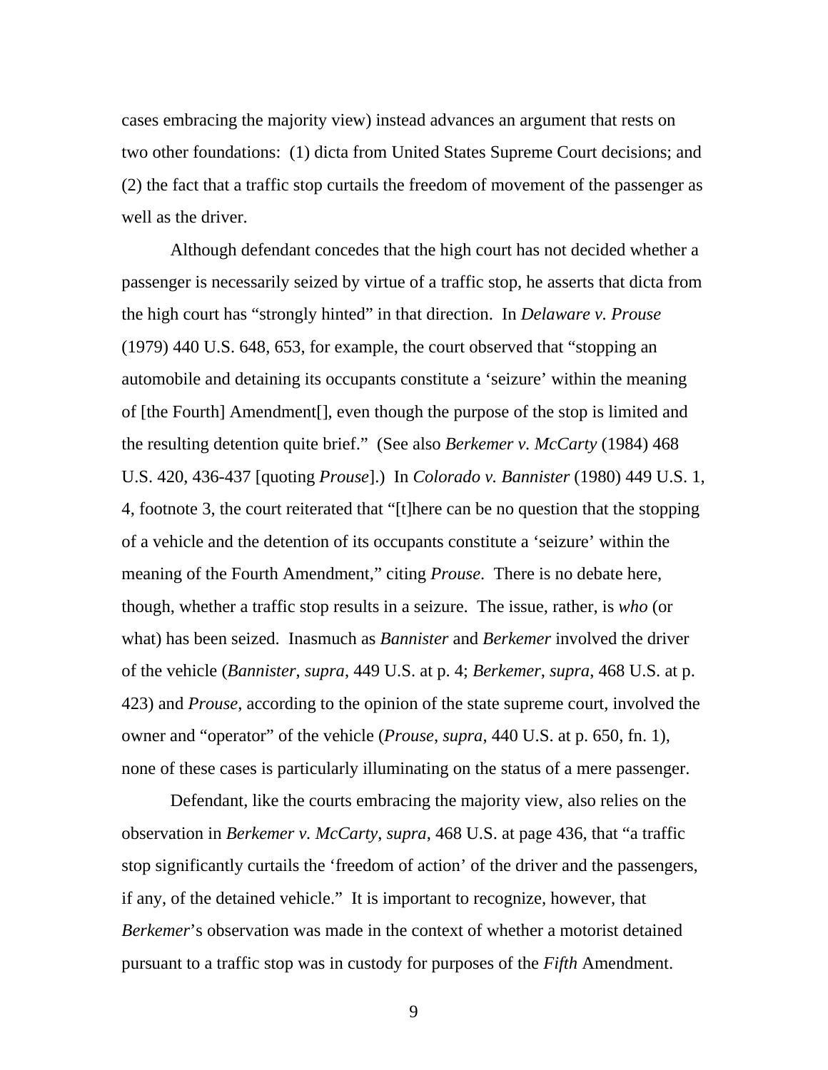cases embracing the majority view) instead advances an argument that rests on two other foundations: (1) dicta from United States Supreme Court decisions; and (2) the fact that a traffic stop curtails the freedom of movement of the passenger as well as the driver.

Although defendant concedes that the high court has not decided whether a passenger is necessarily seized by virtue of a traffic stop, he asserts that dicta from the high court has "strongly hinted" in that direction. In *Delaware v. Prouse* (1979) 440 U.S. 648, 653, for example, the court observed that "stopping an automobile and detaining its occupants constitute a 'seizure' within the meaning of [the Fourth] Amendment[], even though the purpose of the stop is limited and the resulting detention quite brief." (See also *Berkemer v. McCarty* (1984) 468 U.S. 420, 436-437 [quoting *Prouse*].) In *Colorado v. Bannister* (1980) 449 U.S. 1, 4, footnote 3, the court reiterated that "[t]here can be no question that the stopping of a vehicle and the detention of its occupants constitute a 'seizure' within the meaning of the Fourth Amendment," citing *Prouse*. There is no debate here, though, whether a traffic stop results in a seizure. The issue, rather, is *who* (or what) has been seized. Inasmuch as *Bannister* and *Berkemer* involved the driver of the vehicle (*Bannister*, *supra*, 449 U.S. at p. 4; *Berkemer*, *supra*, 468 U.S. at p. 423) and *Prouse*, according to the opinion of the state supreme court, involved the owner and "operator" of the vehicle (*Prouse*, *supra*, 440 U.S. at p. 650, fn. 1), none of these cases is particularly illuminating on the status of a mere passenger.

Defendant, like the courts embracing the majority view, also relies on the observation in *Berkemer v. McCarty*, *supra*, 468 U.S. at page 436, that "a traffic stop significantly curtails the 'freedom of action' of the driver and the passengers, if any, of the detained vehicle." It is important to recognize, however, that *Berkemer*'s observation was made in the context of whether a motorist detained pursuant to a traffic stop was in custody for purposes of the *Fifth* Amendment.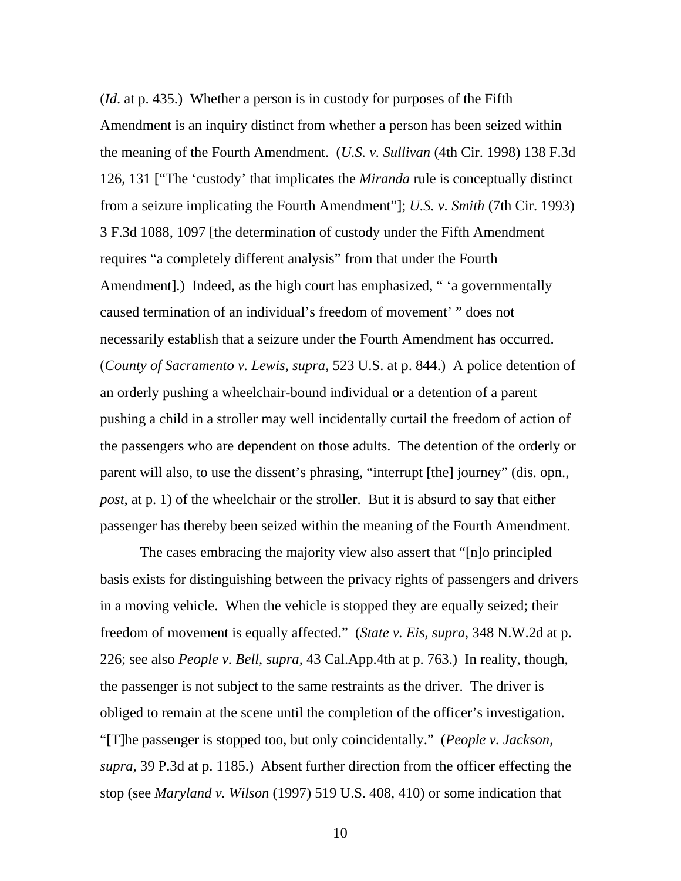(*Id*. at p. 435.) Whether a person is in custody for purposes of the Fifth Amendment is an inquiry distinct from whether a person has been seized within the meaning of the Fourth Amendment. (*U.S. v. Sullivan* (4th Cir. 1998) 138 F.3d 126, 131 ["The 'custody' that implicates the *Miranda* rule is conceptually distinct from a seizure implicating the Fourth Amendment"]; *U.S. v. Smith* (7th Cir. 1993) 3 F.3d 1088, 1097 [the determination of custody under the Fifth Amendment requires "a completely different analysis" from that under the Fourth Amendment].) Indeed, as the high court has emphasized, " 'a governmentally caused termination of an individual's freedom of movement' " does not necessarily establish that a seizure under the Fourth Amendment has occurred. (*County of Sacramento v. Lewis, supra*, 523 U.S. at p. 844.) A police detention of an orderly pushing a wheelchair-bound individual or a detention of a parent pushing a child in a stroller may well incidentally curtail the freedom of action of the passengers who are dependent on those adults. The detention of the orderly or parent will also, to use the dissent's phrasing, "interrupt [the] journey" (dis. opn., *post*, at p. 1) of the wheelchair or the stroller. But it is absurd to say that either passenger has thereby been seized within the meaning of the Fourth Amendment.

The cases embracing the majority view also assert that "[n]o principled basis exists for distinguishing between the privacy rights of passengers and drivers in a moving vehicle. When the vehicle is stopped they are equally seized; their freedom of movement is equally affected." (*State v. Eis*, *supra*, 348 N.W.2d at p. 226; see also *People v. Bell*, *supra*, 43 Cal.App.4th at p. 763.) In reality, though, the passenger is not subject to the same restraints as the driver. The driver is obliged to remain at the scene until the completion of the officer's investigation. "[T]he passenger is stopped too, but only coincidentally." (*People v. Jackson*, *supra*, 39 P.3d at p. 1185.) Absent further direction from the officer effecting the stop (see *Maryland v. Wilson* (1997) 519 U.S. 408, 410) or some indication that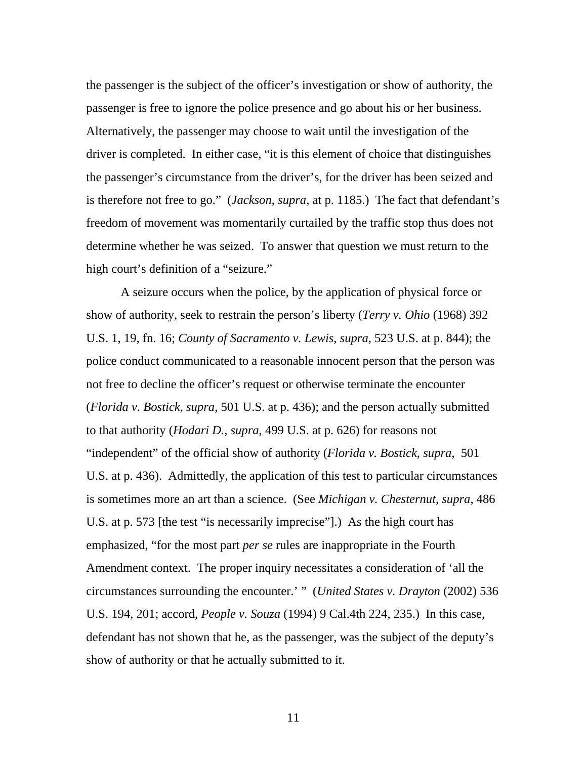the passenger is the subject of the officer's investigation or show of authority, the passenger is free to ignore the police presence and go about his or her business. Alternatively, the passenger may choose to wait until the investigation of the driver is completed. In either case, "it is this element of choice that distinguishes the passenger's circumstance from the driver's, for the driver has been seized and is therefore not free to go." (*Jackson*, *supra*, at p. 1185.) The fact that defendant's freedom of movement was momentarily curtailed by the traffic stop thus does not determine whether he was seized. To answer that question we must return to the high court's definition of a "seizure."

A seizure occurs when the police, by the application of physical force or show of authority, seek to restrain the person's liberty (*Terry v. Ohio* (1968) 392 U.S. 1, 19, fn. 16; *County of Sacramento v. Lewis*, *supra*, 523 U.S. at p. 844); the police conduct communicated to a reasonable innocent person that the person was not free to decline the officer's request or otherwise terminate the encounter (*Florida v. Bostick*, *supra*, 501 U.S. at p. 436); and the person actually submitted to that authority (*Hodari D.*, *supra*, 499 U.S. at p. 626) for reasons not "independent" of the official show of authority (*Florida v. Bostick*, *supra*, 501 U.S. at p. 436). Admittedly, the application of this test to particular circumstances is sometimes more an art than a science. (See *Michigan v. Chesternut*, *supra*, 486 U.S. at p. 573 [the test "is necessarily imprecise"].) As the high court has emphasized, "for the most part *per se* rules are inappropriate in the Fourth Amendment context. The proper inquiry necessitates a consideration of 'all the circumstances surrounding the encounter.' " (*United States v. Drayton* (2002) 536 U.S. 194, 201; accord, *People v. Souza* (1994) 9 Cal.4th 224, 235.) In this case, defendant has not shown that he, as the passenger, was the subject of the deputy's show of authority or that he actually submitted to it.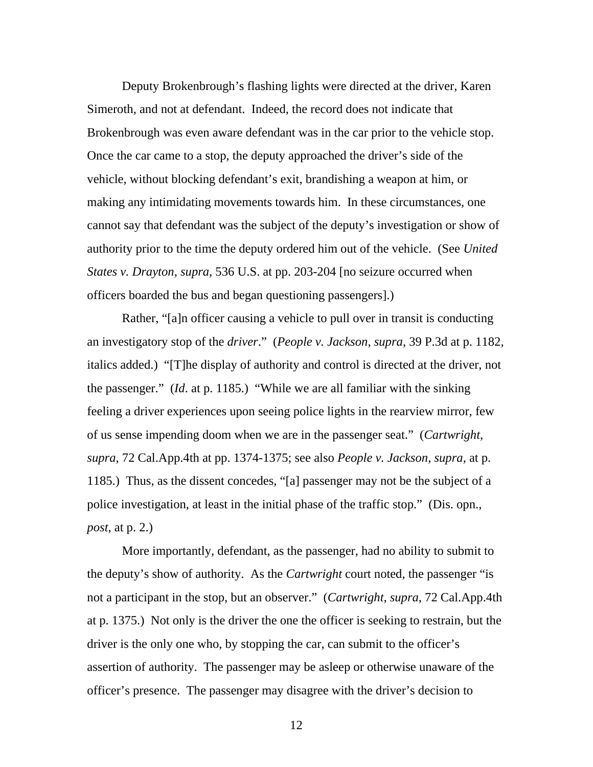Deputy Brokenbrough's flashing lights were directed at the driver, Karen Simeroth, and not at defendant. Indeed, the record does not indicate that Brokenbrough was even aware defendant was in the car prior to the vehicle stop. Once the car came to a stop, the deputy approached the driver's side of the vehicle, without blocking defendant's exit, brandishing a weapon at him, or making any intimidating movements towards him. In these circumstances, one cannot say that defendant was the subject of the deputy's investigation or show of authority prior to the time the deputy ordered him out of the vehicle. (See *United States v. Drayton*, *supra*, 536 U.S. at pp. 203-204 [no seizure occurred when officers boarded the bus and began questioning passengers].)

Rather, "[a]n officer causing a vehicle to pull over in transit is conducting an investigatory stop of the *driver*." (*People v. Jackson*, *supra*, 39 P.3d at p. 1182, italics added.) "[T]he display of authority and control is directed at the driver, not the passenger." (*Id*. at p. 1185.) "While we are all familiar with the sinking feeling a driver experiences upon seeing police lights in the rearview mirror, few of us sense impending doom when we are in the passenger seat." (*Cartwright*, *supra*, 72 Cal.App.4th at pp. 1374-1375; see also *People v. Jackson*, *supra*, at p. 1185.) Thus, as the dissent concedes, "[a] passenger may not be the subject of a police investigation, at least in the initial phase of the traffic stop." (Dis. opn., *post*, at p. 2.)

More importantly, defendant, as the passenger, had no ability to submit to the deputy's show of authority. As the *Cartwright* court noted, the passenger "is not a participant in the stop, but an observer." (*Cartwright*, *supra*, 72 Cal.App.4th at p. 1375.) Not only is the driver the one the officer is seeking to restrain, but the driver is the only one who, by stopping the car, can submit to the officer's assertion of authority. The passenger may be asleep or otherwise unaware of the officer's presence. The passenger may disagree with the driver's decision to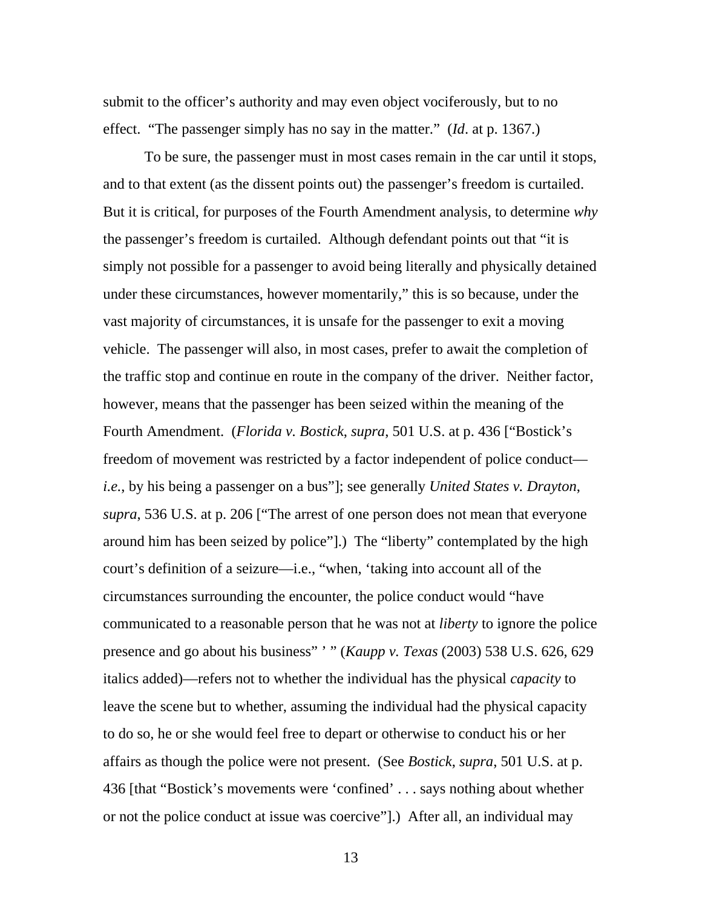submit to the officer's authority and may even object vociferously, but to no effect. "The passenger simply has no say in the matter." (*Id*. at p. 1367.)

To be sure, the passenger must in most cases remain in the car until it stops, and to that extent (as the dissent points out) the passenger's freedom is curtailed. But it is critical, for purposes of the Fourth Amendment analysis, to determine *why* the passenger's freedom is curtailed. Although defendant points out that "it is simply not possible for a passenger to avoid being literally and physically detained under these circumstances, however momentarily," this is so because, under the vast majority of circumstances, it is unsafe for the passenger to exit a moving vehicle. The passenger will also, in most cases, prefer to await the completion of the traffic stop and continue en route in the company of the driver. Neither factor, however, means that the passenger has been seized within the meaning of the Fourth Amendment. (*Florida v. Bostick*, *supra*, 501 U.S. at p. 436 ["Bostick's freedom of movement was restricted by a factor independent of police conduct—*i.e.*, by his being a passenger on a bus"]; see generally *United States v. Drayton*, *supra*, 536 U.S. at p. 206 ["The arrest of one person does not mean that everyone around him has been seized by police"].) The "liberty" contemplated by the high court's definition of a seizure—i.e., "when, 'taking into account all of the circumstances surrounding the encounter, the police conduct would "have communicated to a reasonable person that he was not at *liberty* to ignore the police presence and go about his business" ' " (*Kaupp v. Texas* (2003) 538 U.S. 626, 629 italics added)—refers not to whether the individual has the physical *capacity* to leave the scene but to whether, assuming the individual had the physical capacity to do so, he or she would feel free to depart or otherwise to conduct his or her affairs as though the police were not present. (See *Bostick*, *supra*, 501 U.S. at p. 436 [that "Bostick's movements were 'confined' . . . says nothing about whether or not the police conduct at issue was coercive"].) After all, an individual may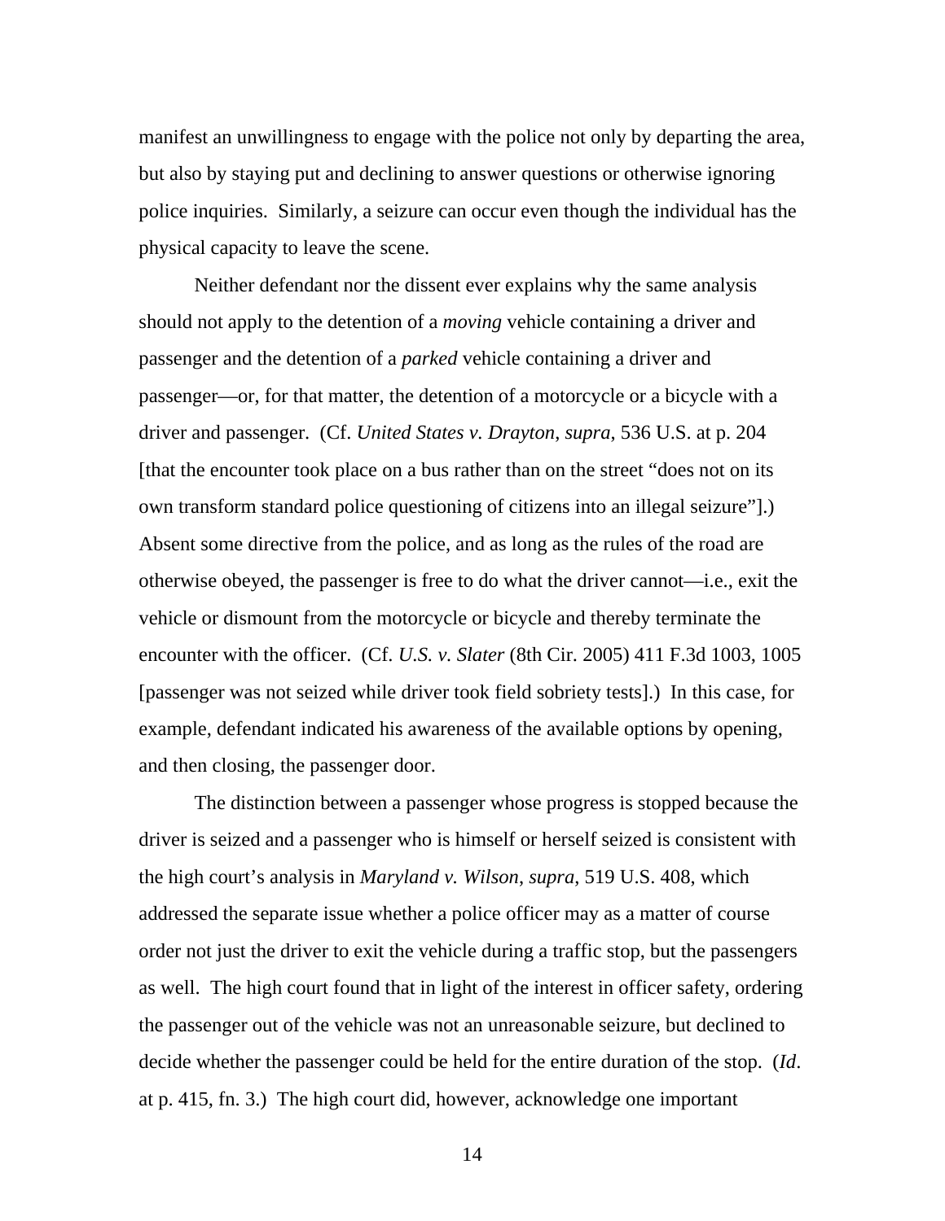manifest an unwillingness to engage with the police not only by departing the area, but also by staying put and declining to answer questions or otherwise ignoring police inquiries. Similarly, a seizure can occur even though the individual has the physical capacity to leave the scene.

Neither defendant nor the dissent ever explains why the same analysis should not apply to the detention of a *moving* vehicle containing a driver and passenger and the detention of a *parked* vehicle containing a driver and passenger—or, for that matter, the detention of a motorcycle or a bicycle with a driver and passenger. (Cf. *United States v. Drayton*, *supra*, 536 U.S. at p. 204 [that the encounter took place on a bus rather than on the street "does not on its own transform standard police questioning of citizens into an illegal seizure"].) Absent some directive from the police, and as long as the rules of the road are otherwise obeyed, the passenger is free to do what the driver cannot—i.e., exit the vehicle or dismount from the motorcycle or bicycle and thereby terminate the encounter with the officer. (Cf. *U.S. v. Slater* (8th Cir. 2005) 411 F.3d 1003, 1005 [passenger was not seized while driver took field sobriety tests].) In this case, for example, defendant indicated his awareness of the available options by opening, and then closing, the passenger door.

The distinction between a passenger whose progress is stopped because the driver is seized and a passenger who is himself or herself seized is consistent with the high court's analysis in *Maryland v. Wilson*, *supra*, 519 U.S. 408, which addressed the separate issue whether a police officer may as a matter of course order not just the driver to exit the vehicle during a traffic stop, but the passengers as well. The high court found that in light of the interest in officer safety, ordering the passenger out of the vehicle was not an unreasonable seizure, but declined to decide whether the passenger could be held for the entire duration of the stop. (*Id*. at p. 415, fn. 3.) The high court did, however, acknowledge one important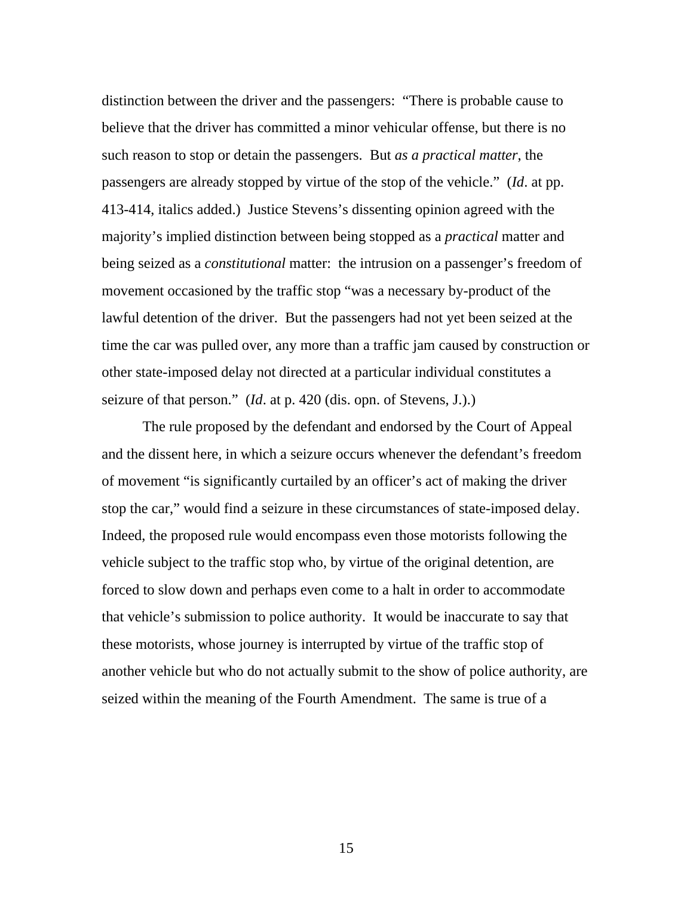distinction between the driver and the passengers: "There is probable cause to believe that the driver has committed a minor vehicular offense, but there is no such reason to stop or detain the passengers. But *as a practical matter*, the passengers are already stopped by virtue of the stop of the vehicle." (*Id*. at pp. 413-414, italics added.) Justice Stevens's dissenting opinion agreed with the majority's implied distinction between being stopped as a *practical* matter and being seized as a *constitutional* matter: the intrusion on a passenger's freedom of movement occasioned by the traffic stop "was a necessary by-product of the lawful detention of the driver. But the passengers had not yet been seized at the time the car was pulled over, any more than a traffic jam caused by construction or other state-imposed delay not directed at a particular individual constitutes a seizure of that person." (*Id*. at p. 420 (dis. opn. of Stevens, J.).)

The rule proposed by the defendant and endorsed by the Court of Appeal and the dissent here, in which a seizure occurs whenever the defendant's freedom of movement "is significantly curtailed by an officer's act of making the driver stop the car," would find a seizure in these circumstances of state-imposed delay. Indeed, the proposed rule would encompass even those motorists following the vehicle subject to the traffic stop who, by virtue of the original detention, are forced to slow down and perhaps even come to a halt in order to accommodate that vehicle's submission to police authority. It would be inaccurate to say that these motorists, whose journey is interrupted by virtue of the traffic stop of another vehicle but who do not actually submit to the show of police authority, are seized within the meaning of the Fourth Amendment. The same is true of a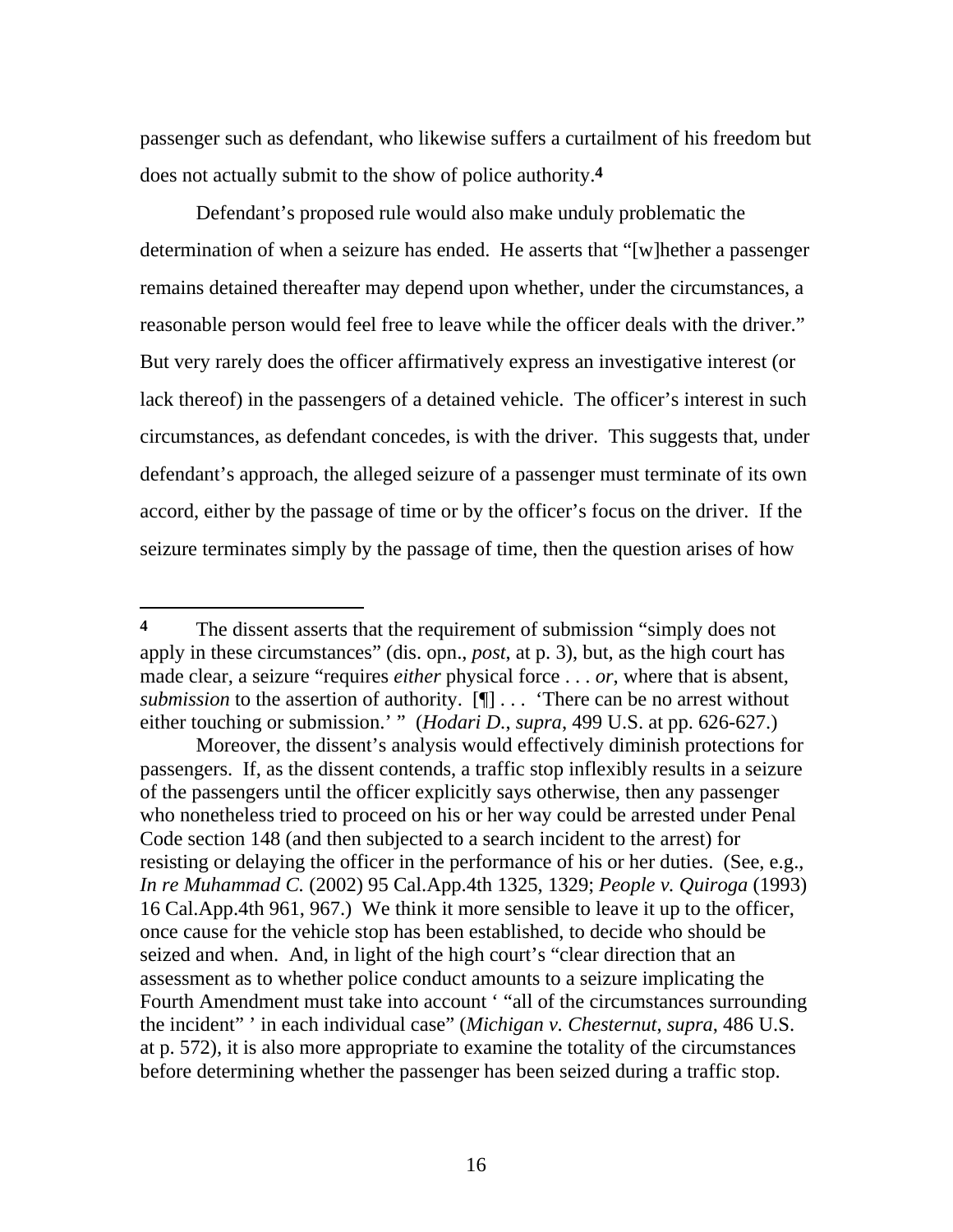passenger such as defendant, who likewise suffers a curtailment of his freedom but does not actually submit to the show of police authority.[4]

Defendant's proposed rule would also make unduly problematic the determination of when a seizure has ended. He asserts that "[w]hether a passenger remains detained thereafter may depend upon whether, under the circumstances, a reasonable person would feel free to leave while the officer deals with the driver." But very rarely does the officer affirmatively express an investigative interest (or lack thereof) in the passengers of a detained vehicle. The officer's interest in such circumstances, as defendant concedes, is with the driver. This suggests that, under defendant's approach, the alleged seizure of a passenger must terminate of its own accord, either by the passage of time or by the officer's focus on the driver. If the seizure terminates simply by the passage of time, then the question arises of how

---

**4** The dissent asserts that the requirement of submission "simply does not apply in these circumstances" (dis. opn., *post*, at p. 3), but, as the high court has made clear, a seizure "requires *either* physical force . . . *or*, where that is absent, *submission* to the assertion of authority. [¶] . . . 'There can be no arrest without either touching or submission.' " (*Hodari D.*, *supra*, 499 U.S. at pp. 626-627.)

Moreover, the dissent's analysis would effectively diminish protections for passengers. If, as the dissent contends, a traffic stop inflexibly results in a seizure of the passengers until the officer explicitly says otherwise, then any passenger who nonetheless tried to proceed on his or her way could be arrested under Penal Code section 148 (and then subjected to a search incident to the arrest) for resisting or delaying the officer in the performance of his or her duties. (See, e.g., *In re Muhammad C.* (2002) 95 Cal.App.4th 1325, 1329; *People v. Quiroga* (1993) 16 Cal.App.4th 961, 967.) We think it more sensible to leave it up to the officer, once cause for the vehicle stop has been established, to decide who should be seized and when. And, in light of the high court's "clear direction that an assessment as to whether police conduct amounts to a seizure implicating the Fourth Amendment must take into account ' "all of the circumstances surrounding the incident" ' in each individual case" (*Michigan v. Chesternut*, *supra*, 486 U.S. at p. 572), it is also more appropriate to examine the totality of the circumstances before determining whether the passenger has been seized during a traffic stop.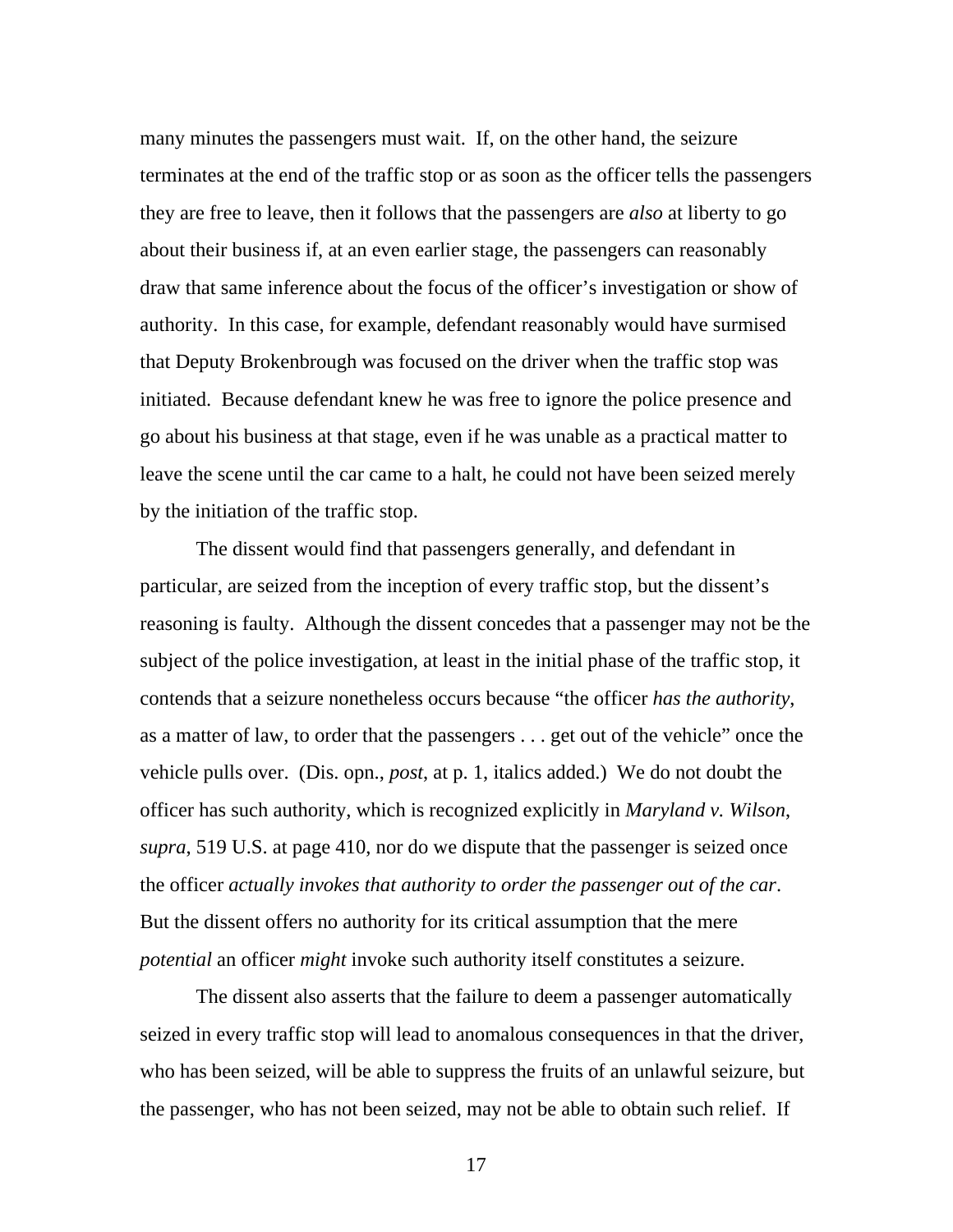many minutes the passengers must wait. If, on the other hand, the seizure terminates at the end of the traffic stop or as soon as the officer tells the passengers they are free to leave, then it follows that the passengers are *also* at liberty to go about their business if, at an even earlier stage, the passengers can reasonably draw that same inference about the focus of the officer's investigation or show of authority. In this case, for example, defendant reasonably would have surmised that Deputy Brokenbrough was focused on the driver when the traffic stop was initiated. Because defendant knew he was free to ignore the police presence and go about his business at that stage, even if he was unable as a practical matter to leave the scene until the car came to a halt, he could not have been seized merely by the initiation of the traffic stop.

The dissent would find that passengers generally, and defendant in particular, are seized from the inception of every traffic stop, but the dissent's reasoning is faulty. Although the dissent concedes that a passenger may not be the subject of the police investigation, at least in the initial phase of the traffic stop, it contends that a seizure nonetheless occurs because "the officer *has the authority*, as a matter of law, to order that the passengers . . . get out of the vehicle" once the vehicle pulls over. (Dis. opn., *post*, at p. 1, italics added.) We do not doubt the officer has such authority, which is recognized explicitly in *Maryland v. Wilson*, *supra*, 519 U.S. at page 410, nor do we dispute that the passenger is seized once the officer *actually invokes that authority to order the passenger out of the car*. But the dissent offers no authority for its critical assumption that the mere *potential* an officer *might* invoke such authority itself constitutes a seizure.

The dissent also asserts that the failure to deem a passenger automatically seized in every traffic stop will lead to anomalous consequences in that the driver, who has been seized, will be able to suppress the fruits of an unlawful seizure, but the passenger, who has not been seized, may not be able to obtain such relief. If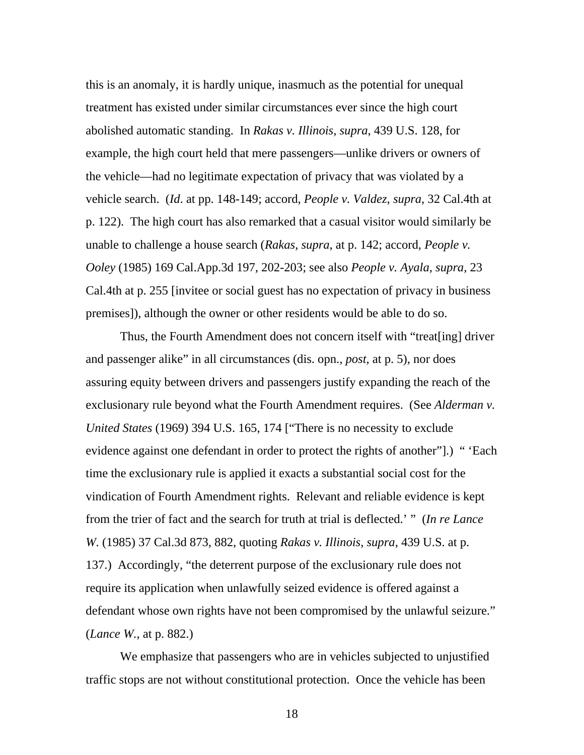this is an anomaly, it is hardly unique, inasmuch as the potential for unequal treatment has existed under similar circumstances ever since the high court abolished automatic standing. In *Rakas v. Illinois*, *supra*, 439 U.S. 128, for example, the high court held that mere passengers—unlike drivers or owners of the vehicle—had no legitimate expectation of privacy that was violated by a vehicle search. (*Id*. at pp. 148-149; accord, *People v. Valdez*, *supra*, 32 Cal.4th at p. 122). The high court has also remarked that a casual visitor would similarly be unable to challenge a house search (*Rakas*, *supra*, at p. 142; accord, *People v. Ooley* (1985) 169 Cal.App.3d 197, 202-203; see also *People v. Ayala*, *supra*, 23 Cal.4th at p. 255 [invitee or social guest has no expectation of privacy in business premises]), although the owner or other residents would be able to do so.

Thus, the Fourth Amendment does not concern itself with "treat[ing] driver and passenger alike" in all circumstances (dis. opn., *post*, at p. 5), nor does assuring equity between drivers and passengers justify expanding the reach of the exclusionary rule beyond what the Fourth Amendment requires. (See *Alderman v. United States* (1969) 394 U.S. 165, 174 ["There is no necessity to exclude evidence against one defendant in order to protect the rights of another"].) " 'Each time the exclusionary rule is applied it exacts a substantial social cost for the vindication of Fourth Amendment rights. Relevant and reliable evidence is kept from the trier of fact and the search for truth at trial is deflected.' " (*In re Lance W.* (1985) 37 Cal.3d 873, 882, quoting *Rakas v. Illinois*, *supra*, 439 U.S. at p. 137.) Accordingly, "the deterrent purpose of the exclusionary rule does not require its application when unlawfully seized evidence is offered against a defendant whose own rights have not been compromised by the unlawful seizure." (*Lance W.*, at p. 882.)

We emphasize that passengers who are in vehicles subjected to unjustified traffic stops are not without constitutional protection. Once the vehicle has been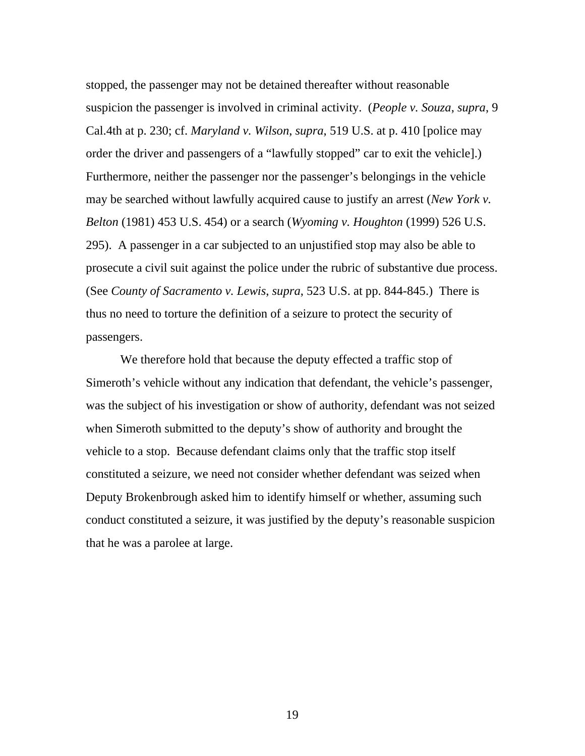stopped, the passenger may not be detained thereafter without reasonable suspicion the passenger is involved in criminal activity. (*People v. Souza*, *supra*, 9 Cal.4th at p. 230; cf. *Maryland v. Wilson*, *supra*, 519 U.S. at p. 410 [police may order the driver and passengers of a "lawfully stopped" car to exit the vehicle].) Furthermore, neither the passenger nor the passenger's belongings in the vehicle may be searched without lawfully acquired cause to justify an arrest (*New York v. Belton* (1981) 453 U.S. 454) or a search (*Wyoming v. Houghton* (1999) 526 U.S. 295). A passenger in a car subjected to an unjustified stop may also be able to prosecute a civil suit against the police under the rubric of substantive due process. (See *County of Sacramento v. Lewis*, *supra*, 523 U.S. at pp. 844-845.) There is thus no need to torture the definition of a seizure to protect the security of passengers.

We therefore hold that because the deputy effected a traffic stop of Simeroth's vehicle without any indication that defendant, the vehicle's passenger, was the subject of his investigation or show of authority, defendant was not seized when Simeroth submitted to the deputy's show of authority and brought the vehicle to a stop. Because defendant claims only that the traffic stop itself constituted a seizure, we need not consider whether defendant was seized when Deputy Brokenbrough asked him to identify himself or whether, assuming such conduct constituted a seizure, it was justified by the deputy's reasonable suspicion that he was a parolee at large.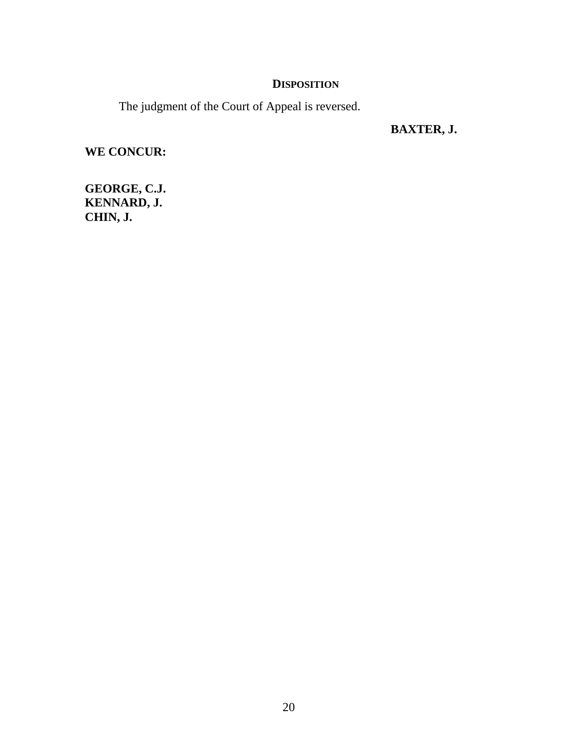## DISPOSITION

The judgment of the Court of Appeal is reversed.

**BAXTER, J.**

**WE CONCUR:**

**GEORGE, C.J.**
**KENNARD, J.**
**CHIN, J.**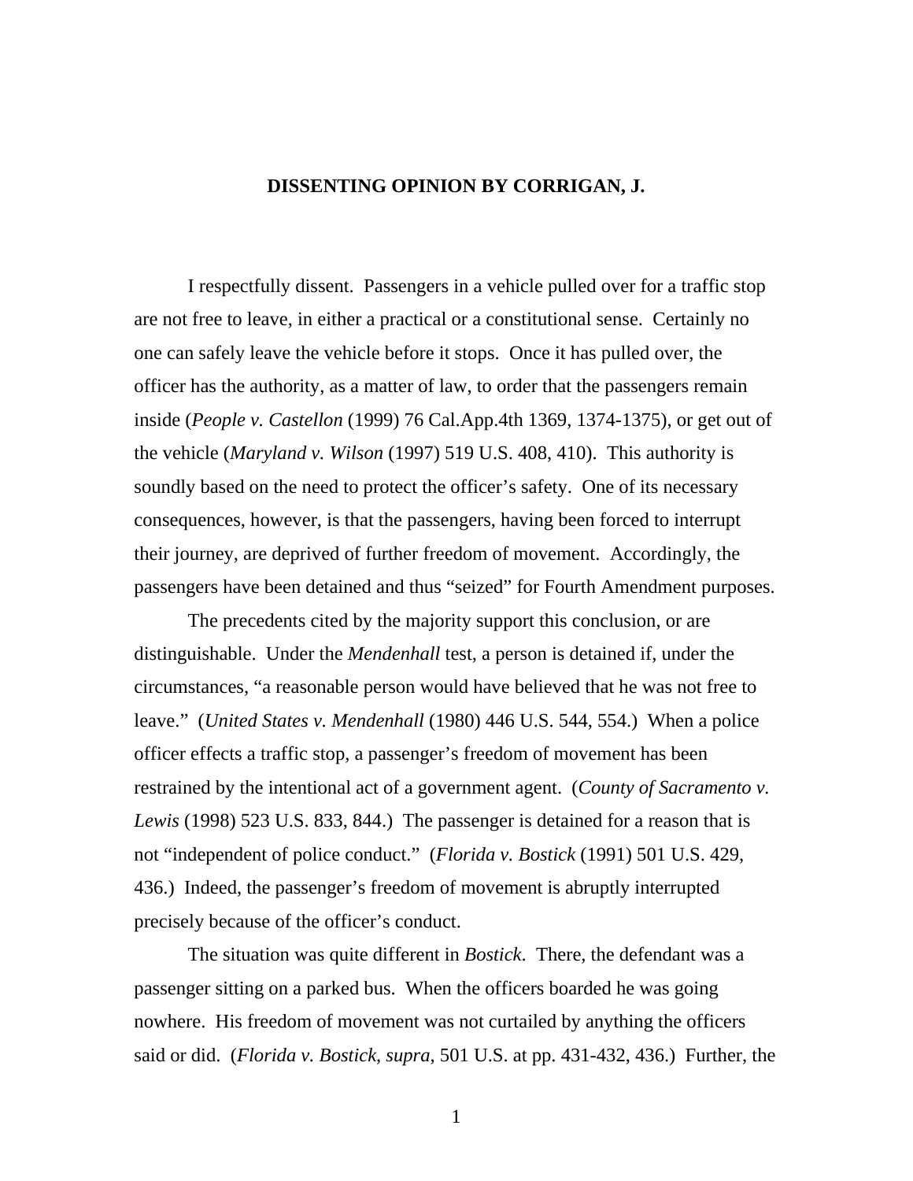**DISSENTING OPINION BY CORRIGAN, J.**

I respectfully dissent. Passengers in a vehicle pulled over for a traffic stop are not free to leave, in either a practical or a constitutional sense. Certainly no one can safely leave the vehicle before it stops. Once it has pulled over, the officer has the authority, as a matter of law, to order that the passengers remain inside (*People v. Castellon* (1999) 76 Cal.App.4th 1369, 1374-1375), or get out of the vehicle (*Maryland v. Wilson* (1997) 519 U.S. 408, 410). This authority is soundly based on the need to protect the officer's safety. One of its necessary consequences, however, is that the passengers, having been forced to interrupt their journey, are deprived of further freedom of movement. Accordingly, the passengers have been detained and thus "seized" for Fourth Amendment purposes.

The precedents cited by the majority support this conclusion, or are distinguishable. Under the *Mendenhall* test, a person is detained if, under the circumstances, "a reasonable person would have believed that he was not free to leave." (*United States v. Mendenhall* (1980) 446 U.S. 544, 554.) When a police officer effects a traffic stop, a passenger's freedom of movement has been restrained by the intentional act of a government agent. (*County of Sacramento v. Lewis* (1998) 523 U.S. 833, 844.) The passenger is detained for a reason that is not "independent of police conduct." (*Florida v. Bostick* (1991) 501 U.S. 429, 436.) Indeed, the passenger's freedom of movement is abruptly interrupted precisely because of the officer's conduct.

The situation was quite different in *Bostick*. There, the defendant was a passenger sitting on a parked bus. When the officers boarded he was going nowhere. His freedom of movement was not curtailed by anything the officers said or did. (*Florida v. Bostick*, *supra*, 501 U.S. at pp. 431-432, 436.) Further, the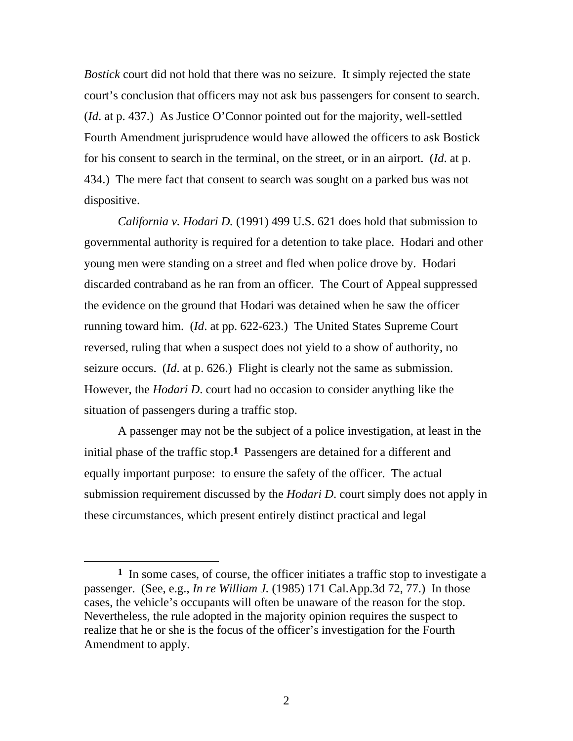*Bostick* court did not hold that there was no seizure. It simply rejected the state court's conclusion that officers may not ask bus passengers for consent to search. (*Id*. at p. 437.) As Justice O'Connor pointed out for the majority, well-settled Fourth Amendment jurisprudence would have allowed the officers to ask Bostick for his consent to search in the terminal, on the street, or in an airport. (*Id*. at p. 434.) The mere fact that consent to search was sought on a parked bus was not dispositive.

*California v. Hodari D.* (1991) 499 U.S. 621 does hold that submission to governmental authority is required for a detention to take place. Hodari and other young men were standing on a street and fled when police drove by. Hodari discarded contraband as he ran from an officer. The Court of Appeal suppressed the evidence on the ground that Hodari was detained when he saw the officer running toward him. (*Id*. at pp. 622-623.) The United States Supreme Court reversed, ruling that when a suspect does not yield to a show of authority, no seizure occurs. (*Id*. at p. 626.) Flight is clearly not the same as submission. However, the *Hodari D*. court had no occasion to consider anything like the situation of passengers during a traffic stop.

A passenger may not be the subject of a police investigation, at least in the initial phase of the traffic stop.[1] Passengers are detained for a different and equally important purpose: to ensure the safety of the officer. The actual submission requirement discussed by the *Hodari D*. court simply does not apply in these circumstances, which present entirely distinct practical and legal

---

[1] In some cases, of course, the officer initiates a traffic stop to investigate a passenger. (See, e.g., *In re William J.* (1985) 171 Cal.App.3d 72, 77.) In those cases, the vehicle's occupants will often be unaware of the reason for the stop. Nevertheless, the rule adopted in the majority opinion requires the suspect to realize that he or she is the focus of the officer's investigation for the Fourth Amendment to apply.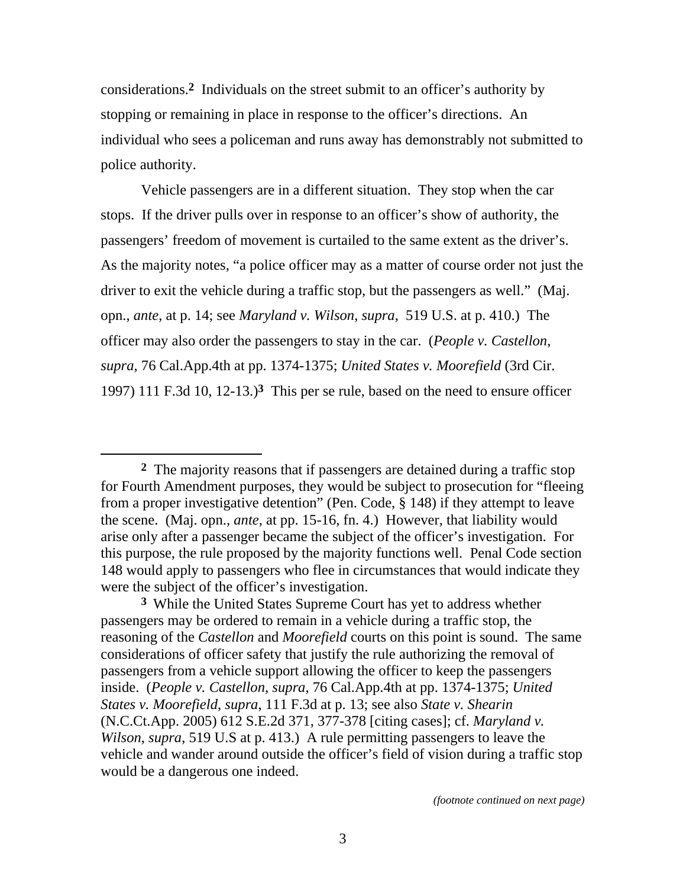considerations.[2] Individuals on the street submit to an officer's authority by stopping or remaining in place in response to the officer's directions. An individual who sees a policeman and runs away has demonstrably not submitted to police authority.

Vehicle passengers are in a different situation. They stop when the car stops. If the driver pulls over in response to an officer's show of authority, the passengers' freedom of movement is curtailed to the same extent as the driver's. As the majority notes, "a police officer may as a matter of course order not just the driver to exit the vehicle during a traffic stop, but the passengers as well." (Maj. opn., *ante*, at p. 14; see *Maryland v. Wilson*, *supra*, 519 U.S. at p. 410.) The officer may also order the passengers to stay in the car. (*People v. Castellon*, *supra*, 76 Cal.App.4th at pp. 1374-1375; *United States v. Moorefield* (3rd Cir. 1997) 111 F.3d 10, 12-13.)[3] This per se rule, based on the need to ensure officer

---

[2] The majority reasons that if passengers are detained during a traffic stop for Fourth Amendment purposes, they would be subject to prosecution for "fleeing from a proper investigative detention" (Pen. Code, § 148) if they attempt to leave the scene. (Maj. opn., *ante*, at pp. 15-16, fn. 4.) However, that liability would arise only after a passenger became the subject of the officer's investigation. For this purpose, the rule proposed by the majority functions well. Penal Code section 148 would apply to passengers who flee in circumstances that would indicate they were the subject of the officer's investigation.

[3] While the United States Supreme Court has yet to address whether passengers may be ordered to remain in a vehicle during a traffic stop, the reasoning of the *Castellon* and *Moorefield* courts on this point is sound. The same considerations of officer safety that justify the rule authorizing the removal of passengers from a vehicle support allowing the officer to keep the passengers inside. (*People v. Castellon*, *supra*, 76 Cal.App.4th at pp. 1374-1375; *United States v. Moorefield*, *supra*, 111 F.3d at p. 13; see also *State v. Shearin* (N.C.Ct.App. 2005) 612 S.E.2d 371, 377-378 [citing cases]; cf. *Maryland v. Wilson*, *supra*, 519 U.S at p. 413.) A rule permitting passengers to leave the vehicle and wander around outside the officer's field of vision during a traffic stop would be a dangerous one indeed.

*(footnote continued on next page)*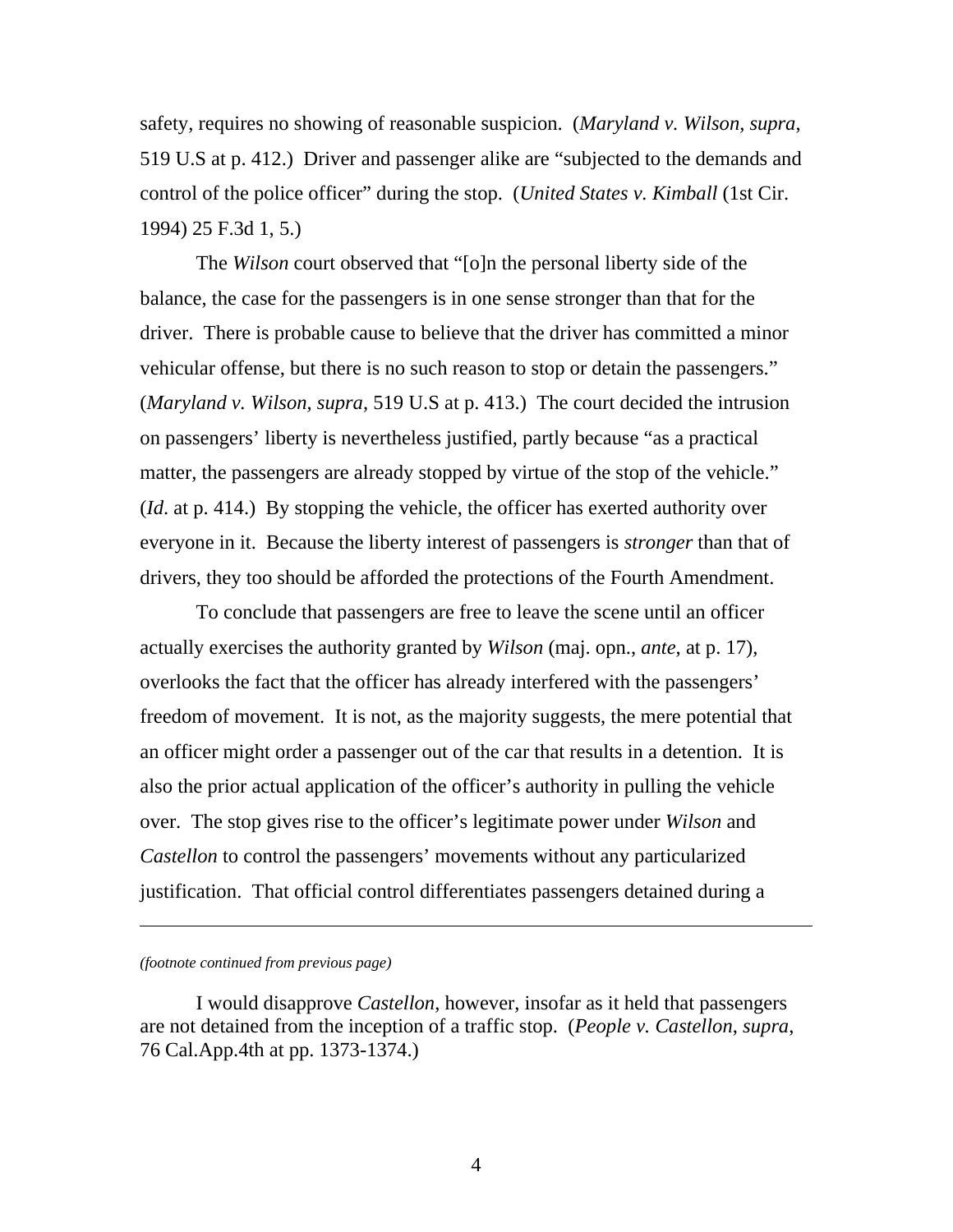safety, requires no showing of reasonable suspicion. (*Maryland v. Wilson*, *supra*, 519 U.S at p. 412.) Driver and passenger alike are "subjected to the demands and control of the police officer" during the stop. (*United States v. Kimball* (1st Cir. 1994) 25 F.3d 1, 5.)

The *Wilson* court observed that "[o]n the personal liberty side of the balance, the case for the passengers is in one sense stronger than that for the driver. There is probable cause to believe that the driver has committed a minor vehicular offense, but there is no such reason to stop or detain the passengers." (*Maryland v. Wilson*, *supra*, 519 U.S at p. 413.) The court decided the intrusion on passengers' liberty is nevertheless justified, partly because "as a practical matter, the passengers are already stopped by virtue of the stop of the vehicle." (*Id*. at p. 414.) By stopping the vehicle, the officer has exerted authority over everyone in it. Because the liberty interest of passengers is *stronger* than that of drivers, they too should be afforded the protections of the Fourth Amendment.

To conclude that passengers are free to leave the scene until an officer actually exercises the authority granted by *Wilson* (maj. opn., *ante*, at p. 17), overlooks the fact that the officer has already interfered with the passengers' freedom of movement. It is not, as the majority suggests, the mere potential that an officer might order a passenger out of the car that results in a detention. It is also the prior actual application of the officer's authority in pulling the vehicle over. The stop gives rise to the officer's legitimate power under *Wilson* and *Castellon* to control the passengers' movements without any particularized justification. That official control differentiates passengers detained during a

---

*(footnote continued from previous page)*

I would disapprove *Castellon*, however, insofar as it held that passengers are not detained from the inception of a traffic stop. (*People v. Castellon*, *supra*, 76 Cal.App.4th at pp. 1373-1374.)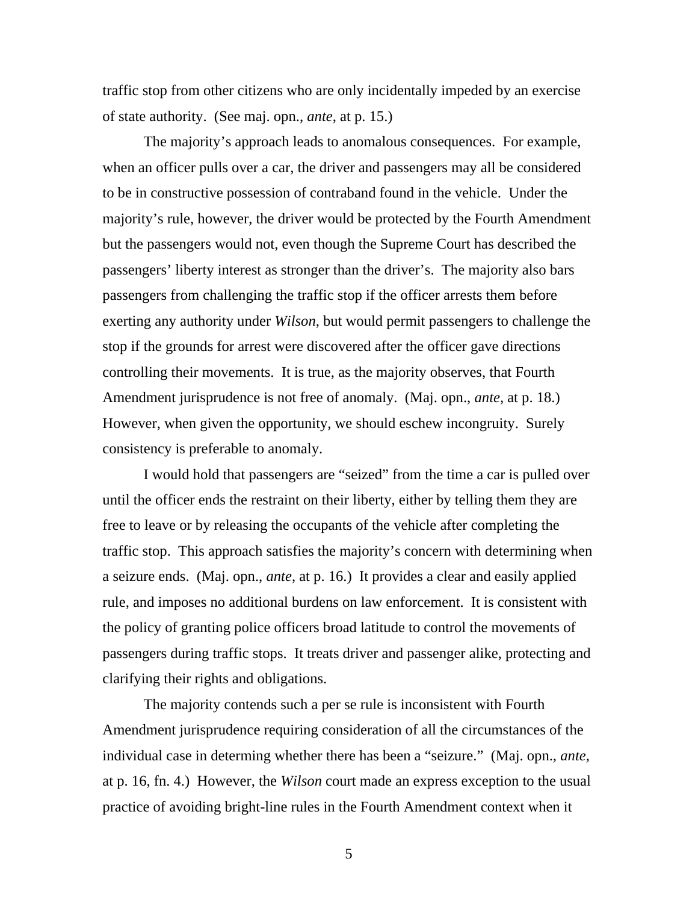traffic stop from other citizens who are only incidentally impeded by an exercise of state authority. (See maj. opn., *ante*, at p. 15.)

The majority's approach leads to anomalous consequences. For example, when an officer pulls over a car, the driver and passengers may all be considered to be in constructive possession of contraband found in the vehicle. Under the majority's rule, however, the driver would be protected by the Fourth Amendment but the passengers would not, even though the Supreme Court has described the passengers' liberty interest as stronger than the driver's. The majority also bars passengers from challenging the traffic stop if the officer arrests them before exerting any authority under *Wilson*, but would permit passengers to challenge the stop if the grounds for arrest were discovered after the officer gave directions controlling their movements. It is true, as the majority observes, that Fourth Amendment jurisprudence is not free of anomaly. (Maj. opn., *ante*, at p. 18.) However, when given the opportunity, we should eschew incongruity. Surely consistency is preferable to anomaly.

I would hold that passengers are "seized" from the time a car is pulled over until the officer ends the restraint on their liberty, either by telling them they are free to leave or by releasing the occupants of the vehicle after completing the traffic stop. This approach satisfies the majority's concern with determining when a seizure ends. (Maj. opn., *ante*, at p. 16.) It provides a clear and easily applied rule, and imposes no additional burdens on law enforcement. It is consistent with the policy of granting police officers broad latitude to control the movements of passengers during traffic stops. It treats driver and passenger alike, protecting and clarifying their rights and obligations.

The majority contends such a per se rule is inconsistent with Fourth Amendment jurisprudence requiring consideration of all the circumstances of the individual case in determing whether there has been a "seizure." (Maj. opn., *ante*, at p. 16, fn. 4.) However, the *Wilson* court made an express exception to the usual practice of avoiding bright-line rules in the Fourth Amendment context when it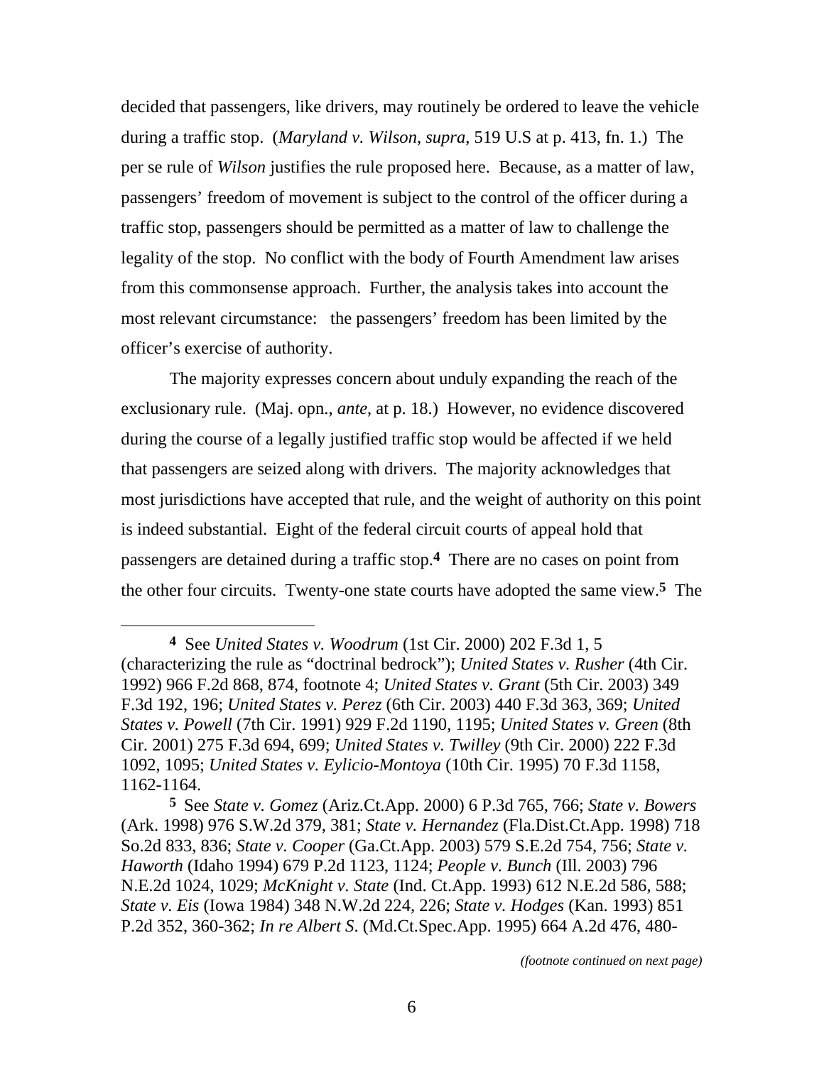decided that passengers, like drivers, may routinely be ordered to leave the vehicle during a traffic stop. (*Maryland v. Wilson*, *supra*, 519 U.S at p. 413, fn. 1.) The per se rule of *Wilson* justifies the rule proposed here. Because, as a matter of law, passengers' freedom of movement is subject to the control of the officer during a traffic stop, passengers should be permitted as a matter of law to challenge the legality of the stop. No conflict with the body of Fourth Amendment law arises from this commonsense approach. Further, the analysis takes into account the most relevant circumstance: the passengers' freedom has been limited by the officer's exercise of authority.

The majority expresses concern about unduly expanding the reach of the exclusionary rule. (Maj. opn., *ante*, at p. 18.) However, no evidence discovered during the course of a legally justified traffic stop would be affected if we held that passengers are seized along with drivers. The majority acknowledges that most jurisdictions have accepted that rule, and the weight of authority on this point is indeed substantial. Eight of the federal circuit courts of appeal hold that passengers are detained during a traffic stop.**4** There are no cases on point from the other four circuits. Twenty-one state courts have adopted the same view.**5** The

---

**4** See *United States v. Woodrum* (1st Cir. 2000) 202 F.3d 1, 5 (characterizing the rule as "doctrinal bedrock"); *United States v. Rusher* (4th Cir. 1992) 966 F.2d 868, 874, footnote 4; *United States v. Grant* (5th Cir. 2003) 349 F.3d 192, 196; *United States v. Perez* (6th Cir. 2003) 440 F.3d 363, 369; *United States v. Powell* (7th Cir. 1991) 929 F.2d 1190, 1195; *United States v. Green* (8th Cir. 2001) 275 F.3d 694, 699; *United States v. Twilley* (9th Cir. 2000) 222 F.3d 1092, 1095; *United States v. Eylicio-Montoya* (10th Cir. 1995) 70 F.3d 1158, 1162-1164.

**5** See *State v. Gomez* (Ariz.Ct.App. 2000) 6 P.3d 765, 766; *State v. Bowers* (Ark. 1998) 976 S.W.2d 379, 381; *State v. Hernandez* (Fla.Dist.Ct.App. 1998) 718 So.2d 833, 836; *State v. Cooper* (Ga.Ct.App. 2003) 579 S.E.2d 754, 756; *State v. Haworth* (Idaho 1994) 679 P.2d 1123, 1124; *People v. Bunch* (Ill. 2003) 796 N.E.2d 1024, 1029; *McKnight v. State* (Ind. Ct.App. 1993) 612 N.E.2d 586, 588; *State v. Eis* (Iowa 1984) 348 N.W.2d 224, 226; *State v. Hodges* (Kan. 1993) 851 P.2d 352, 360-362; *In re Albert S.* (Md.Ct.Spec.App. 1995) 664 A.2d 476, 480-

*(footnote continued on next page)*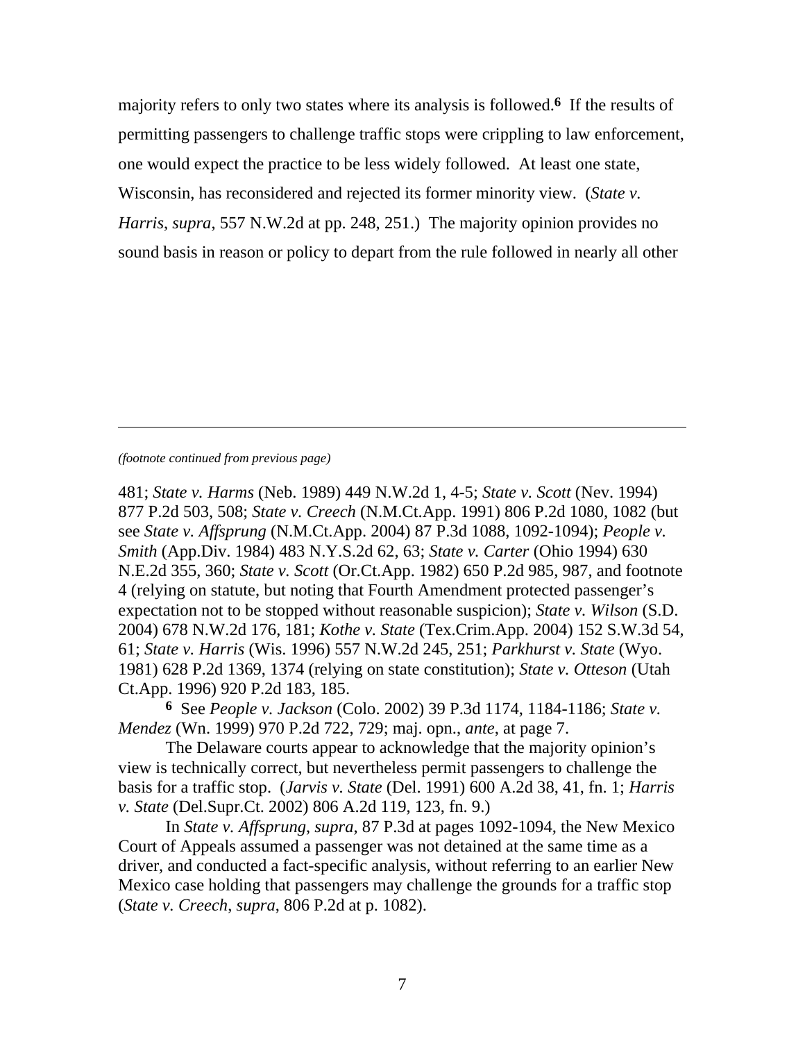majority refers to only two states where its analysis is followed.[6] If the results of permitting passengers to challenge traffic stops were crippling to law enforcement, one would expect the practice to be less widely followed. At least one state, Wisconsin, has reconsidered and rejected its former minority view. (*State v. Harris*, *supra*, 557 N.W.2d at pp. 248, 251.) The majority opinion provides no sound basis in reason or policy to depart from the rule followed in nearly all other

---

*(footnote continued from previous page)*

481; *State v. Harms* (Neb. 1989) 449 N.W.2d 1, 4-5; *State v. Scott* (Nev. 1994) 877 P.2d 503, 508; *State v. Creech* (N.M.Ct.App. 1991) 806 P.2d 1080, 1082 (but see *State v. Affsprung* (N.M.Ct.App. 2004) 87 P.3d 1088, 1092-1094); *People v. Smith* (App.Div. 1984) 483 N.Y.S.2d 62, 63; *State v. Carter* (Ohio 1994) 630 N.E.2d 355, 360; *State v. Scott* (Or.Ct.App. 1982) 650 P.2d 985, 987, and footnote 4 (relying on statute, but noting that Fourth Amendment protected passenger's expectation not to be stopped without reasonable suspicion); *State v. Wilson* (S.D. 2004) 678 N.W.2d 176, 181; *Kothe v. State* (Tex.Crim.App. 2004) 152 S.W.3d 54, 61; *State v. Harris* (Wis. 1996) 557 N.W.2d 245, 251; *Parkhurst v. State* (Wyo. 1981) 628 P.2d 1369, 1374 (relying on state constitution); *State v. Otteson* (Utah Ct.App. 1996) 920 P.2d 183, 185.

**6** See *People v. Jackson* (Colo. 2002) 39 P.3d 1174, 1184-1186; *State v. Mendez* (Wn. 1999) 970 P.2d 722, 729; maj. opn., *ante*, at page 7.

The Delaware courts appear to acknowledge that the majority opinion's view is technically correct, but nevertheless permit passengers to challenge the basis for a traffic stop. (*Jarvis v. State* (Del. 1991) 600 A.2d 38, 41, fn. 1; *Harris v. State* (Del.Supr.Ct. 2002) 806 A.2d 119, 123, fn. 9.)

In *State v. Affsprung*, *supra*, 87 P.3d at pages 1092-1094, the New Mexico Court of Appeals assumed a passenger was not detained at the same time as a driver, and conducted a fact-specific analysis, without referring to an earlier New Mexico case holding that passengers may challenge the grounds for a traffic stop (*State v. Creech*, *supra*, 806 P.2d at p. 1082).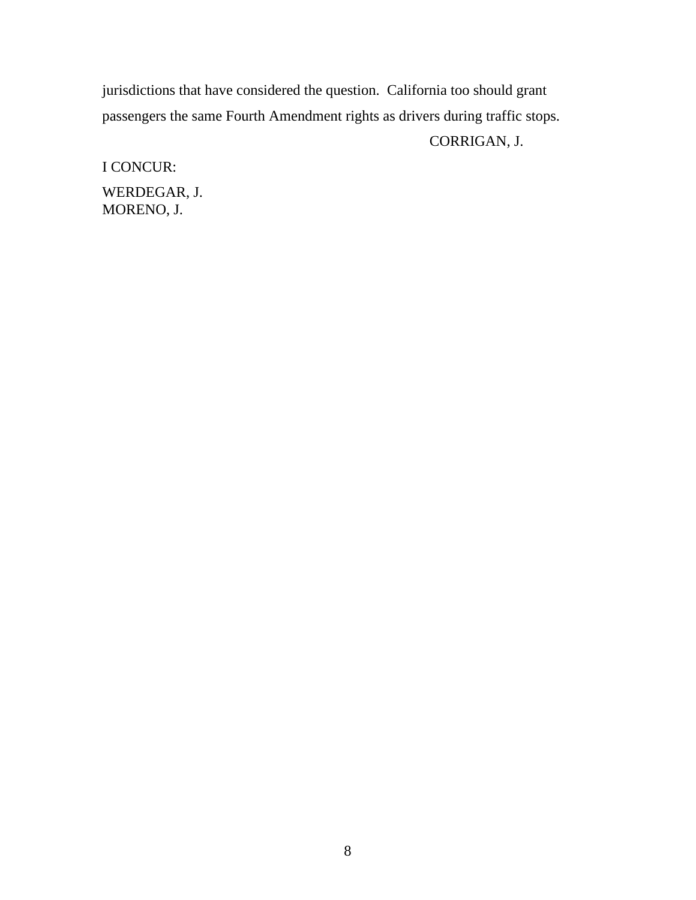jurisdictions that have considered the question. California too should grant passengers the same Fourth Amendment rights as drivers during traffic stops.

CORRIGAN, J.

I CONCUR:

WERDEGAR, J.
MORENO, J.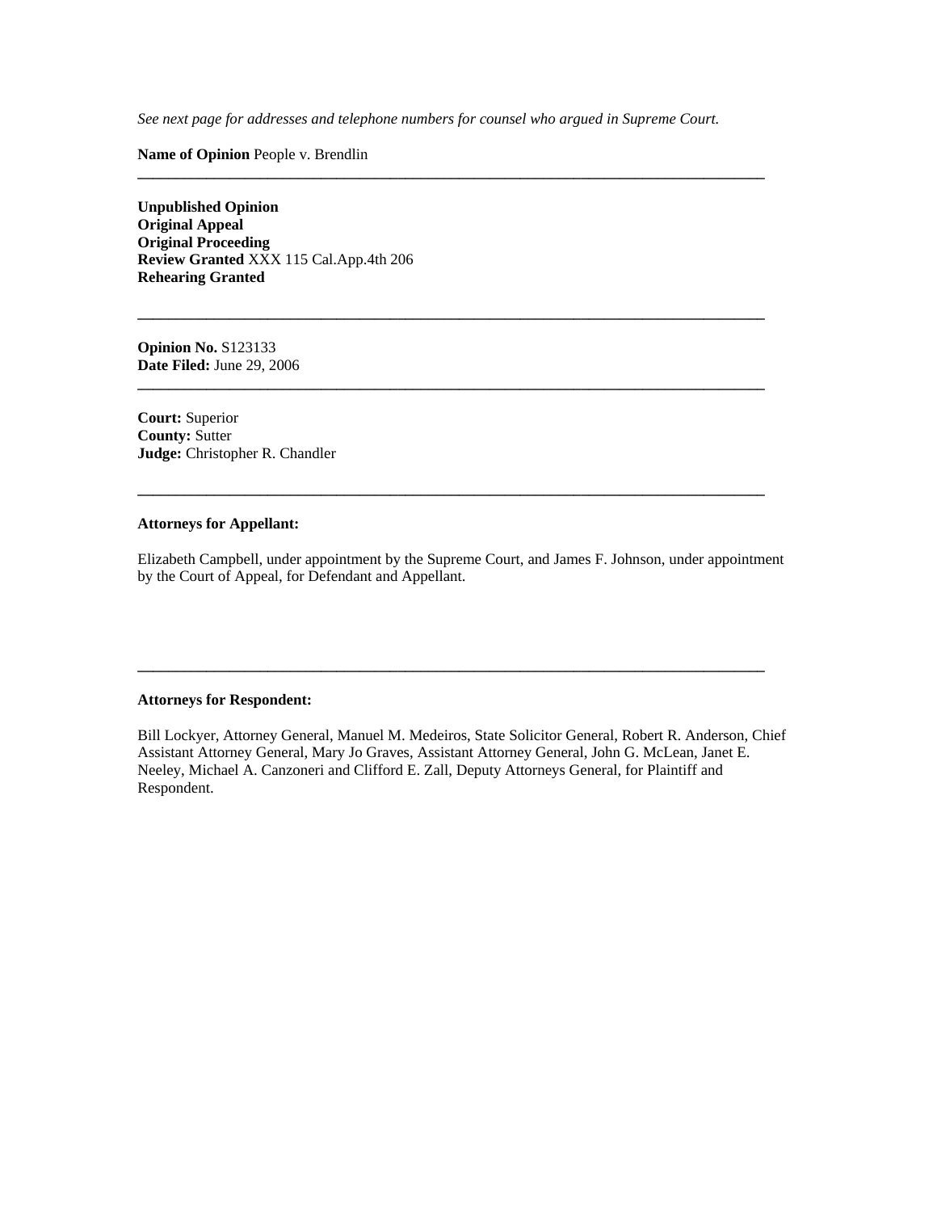*See next page for addresses and telephone numbers for counsel who argued in Supreme Court.*

**Name of Opinion** People v. Brendlin

---

**Unpublished Opinion**
**Original Appeal**
**Original Proceeding**
**Review Granted** XXX 115 Cal.App.4th 206
**Rehearing Granted**

---

**Opinion No.** S123133
**Date Filed:** June 29, 2006

---

**Court:** Superior
**County:** Sutter
**Judge:** Christopher R. Chandler

---

**Attorneys for Appellant:**

Elizabeth Campbell, under appointment by the Supreme Court, and James F. Johnson, under appointment by the Court of Appeal, for Defendant and Appellant.

---

**Attorneys for Respondent:**

Bill Lockyer, Attorney General, Manuel M. Medeiros, State Solicitor General, Robert R. Anderson, Chief Assistant Attorney General, Mary Jo Graves, Assistant Attorney General, John G. McLean, Janet E. Neeley, Michael A. Canzoneri and Clifford E. Zall, Deputy Attorneys General, for Plaintiff and Respondent.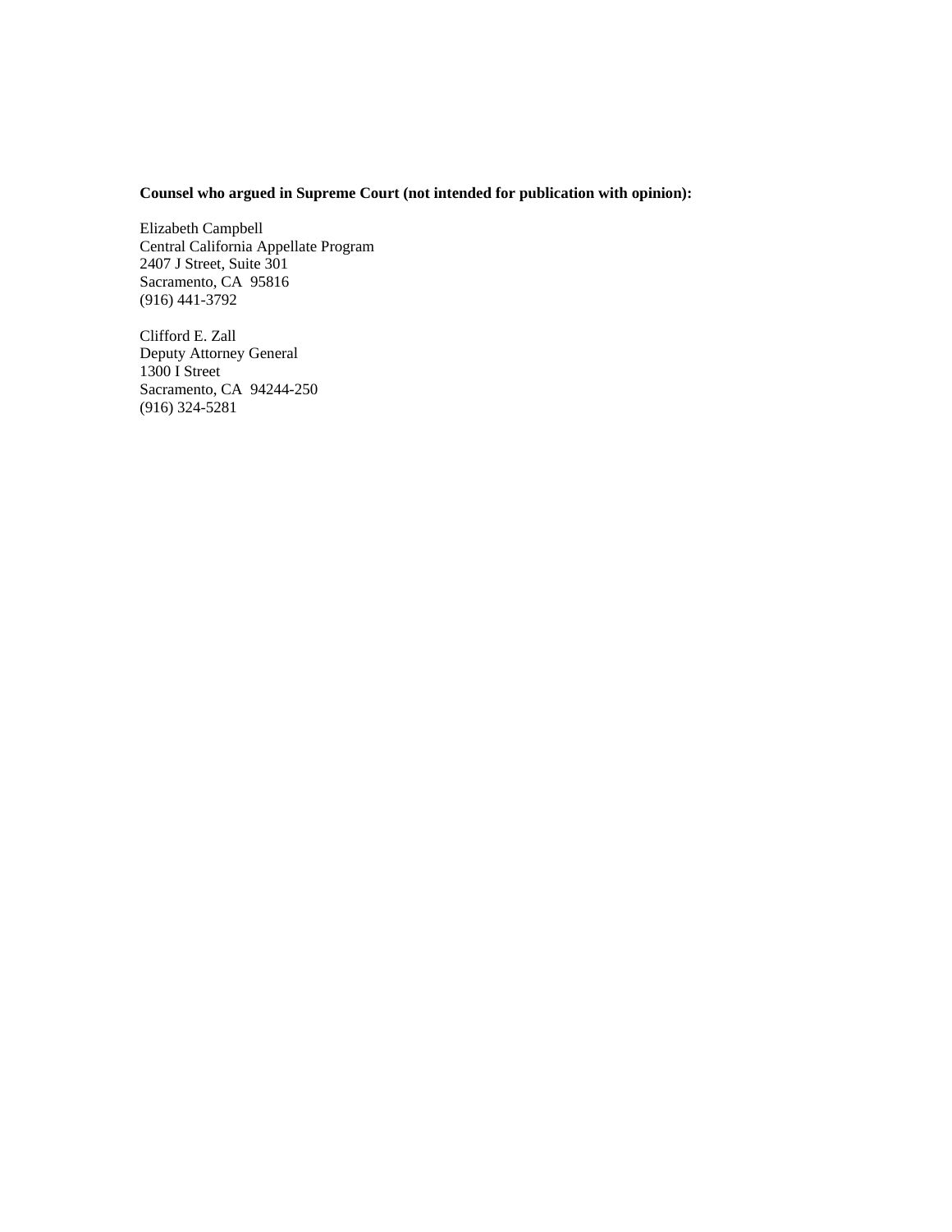**Counsel who argued in Supreme Court (not intended for publication with opinion):**

Elizabeth Campbell  
Central California Appellate Program  
2407 J Street, Suite 301  
Sacramento, CA 95816  
(916) 441-3792

Clifford E. Zall  
Deputy Attorney General  
1300 I Street  
Sacramento, CA 94244-250  
(916) 324-5281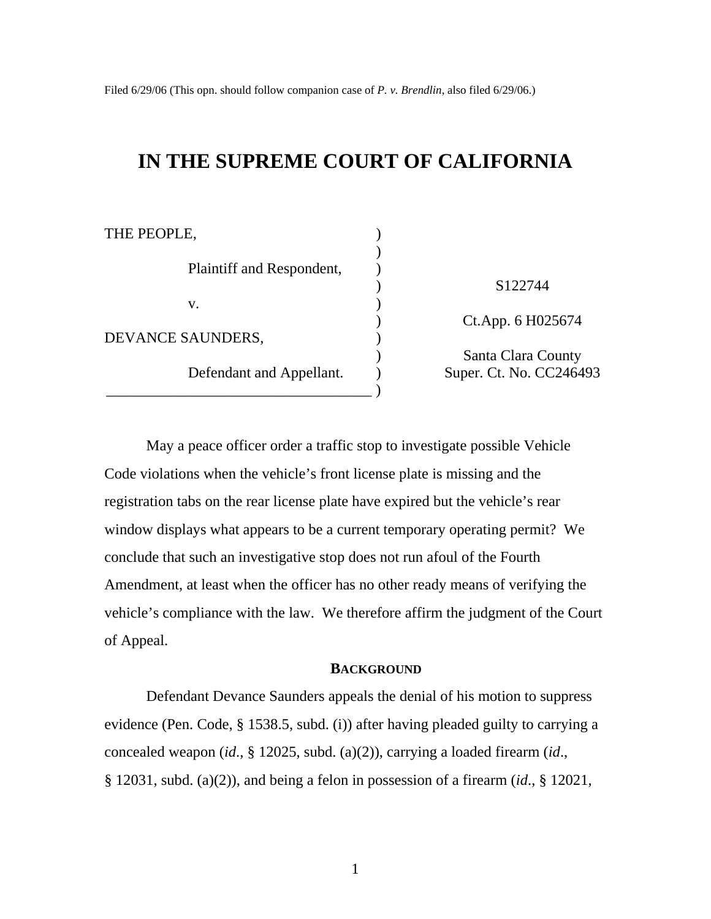Filed 6/29/06 (This opn. should follow companion case of *P. v. Brendlin*, also filed 6/29/06.)

# IN THE SUPREME COURT OF CALIFORNIA

| | | |
|---|---|---|
| THE PEOPLE, | ) | |
| | ) | |
| Plaintiff and Respondent, | ) | |
| | ) | S122744 |
| v. | ) | |
| | ) | Ct.App. 6 H025674 |
| DEVANCE SAUNDERS, | ) | |
| | ) | Santa Clara County |
| Defendant and Appellant. | ) | Super. Ct. No. CC246493 |
| | ) | |

May a peace officer order a traffic stop to investigate possible Vehicle Code violations when the vehicle's front license plate is missing and the registration tabs on the rear license plate have expired but the vehicle's rear window displays what appears to be a current temporary operating permit? We conclude that such an investigative stop does not run afoul of the Fourth Amendment, at least when the officer has no other ready means of verifying the vehicle's compliance with the law. We therefore affirm the judgment of the Court of Appeal.

## BACKGROUND

Defendant Devance Saunders appeals the denial of his motion to suppress evidence (Pen. Code, § 1538.5, subd. (i)) after having pleaded guilty to carrying a concealed weapon (*id*., § 12025, subd. (a)(2)), carrying a loaded firearm (*id*., § 12031, subd. (a)(2)), and being a felon in possession of a firearm (*id*., § 12021,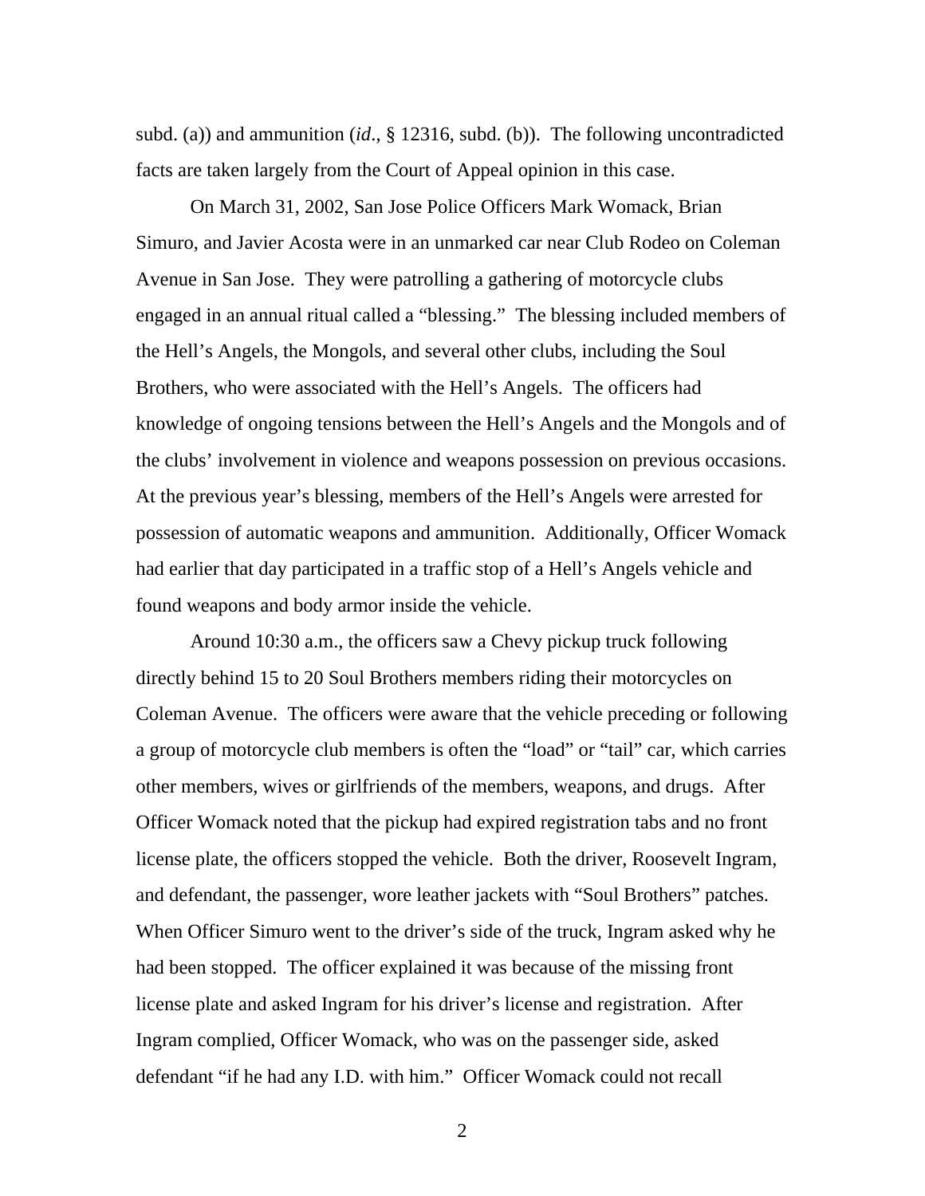subd. (a)) and ammunition (*id*., § 12316, subd. (b)). The following uncontradicted facts are taken largely from the Court of Appeal opinion in this case.

On March 31, 2002, San Jose Police Officers Mark Womack, Brian Simuro, and Javier Acosta were in an unmarked car near Club Rodeo on Coleman Avenue in San Jose. They were patrolling a gathering of motorcycle clubs engaged in an annual ritual called a "blessing." The blessing included members of the Hell's Angels, the Mongols, and several other clubs, including the Soul Brothers, who were associated with the Hell's Angels. The officers had knowledge of ongoing tensions between the Hell's Angels and the Mongols and of the clubs' involvement in violence and weapons possession on previous occasions. At the previous year's blessing, members of the Hell's Angels were arrested for possession of automatic weapons and ammunition. Additionally, Officer Womack had earlier that day participated in a traffic stop of a Hell's Angels vehicle and found weapons and body armor inside the vehicle.

Around 10:30 a.m., the officers saw a Chevy pickup truck following directly behind 15 to 20 Soul Brothers members riding their motorcycles on Coleman Avenue. The officers were aware that the vehicle preceding or following a group of motorcycle club members is often the "load" or "tail" car, which carries other members, wives or girlfriends of the members, weapons, and drugs. After Officer Womack noted that the pickup had expired registration tabs and no front license plate, the officers stopped the vehicle. Both the driver, Roosevelt Ingram, and defendant, the passenger, wore leather jackets with "Soul Brothers" patches. When Officer Simuro went to the driver's side of the truck, Ingram asked why he had been stopped. The officer explained it was because of the missing front license plate and asked Ingram for his driver's license and registration. After Ingram complied, Officer Womack, who was on the passenger side, asked defendant "if he had any I.D. with him." Officer Womack could not recall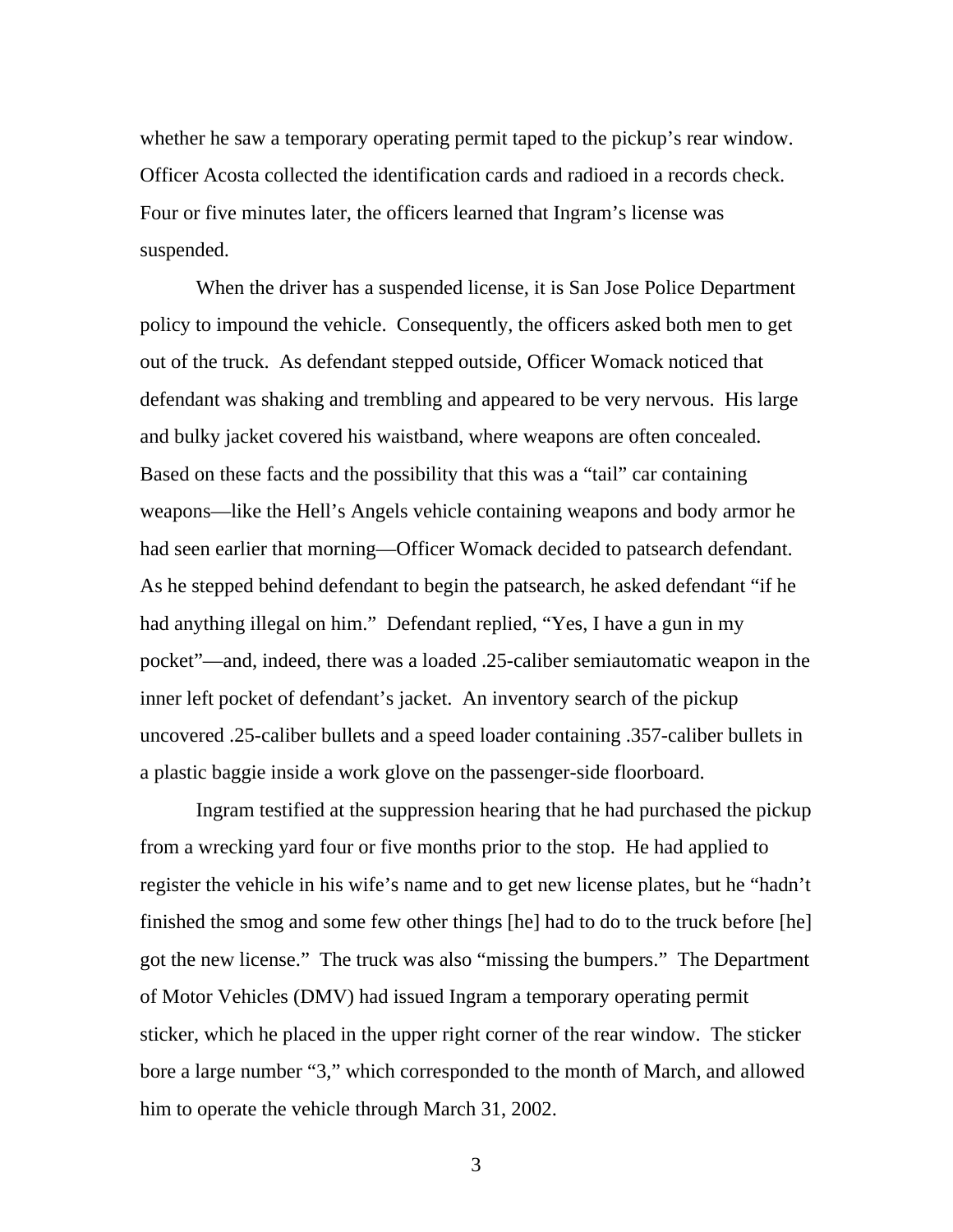whether he saw a temporary operating permit taped to the pickup's rear window. Officer Acosta collected the identification cards and radioed in a records check. Four or five minutes later, the officers learned that Ingram's license was suspended.

When the driver has a suspended license, it is San Jose Police Department policy to impound the vehicle. Consequently, the officers asked both men to get out of the truck. As defendant stepped outside, Officer Womack noticed that defendant was shaking and trembling and appeared to be very nervous. His large and bulky jacket covered his waistband, where weapons are often concealed. Based on these facts and the possibility that this was a "tail" car containing weapons—like the Hell's Angels vehicle containing weapons and body armor he had seen earlier that morning—Officer Womack decided to patsearch defendant. As he stepped behind defendant to begin the patsearch, he asked defendant "if he had anything illegal on him." Defendant replied, "Yes, I have a gun in my pocket"—and, indeed, there was a loaded .25-caliber semiautomatic weapon in the inner left pocket of defendant's jacket. An inventory search of the pickup uncovered .25-caliber bullets and a speed loader containing .357-caliber bullets in a plastic baggie inside a work glove on the passenger-side floorboard.

Ingram testified at the suppression hearing that he had purchased the pickup from a wrecking yard four or five months prior to the stop. He had applied to register the vehicle in his wife's name and to get new license plates, but he "hadn't finished the smog and some few other things [he] had to do to the truck before [he] got the new license." The truck was also "missing the bumpers." The Department of Motor Vehicles (DMV) had issued Ingram a temporary operating permit sticker, which he placed in the upper right corner of the rear window. The sticker bore a large number "3," which corresponded to the month of March, and allowed him to operate the vehicle through March 31, 2002.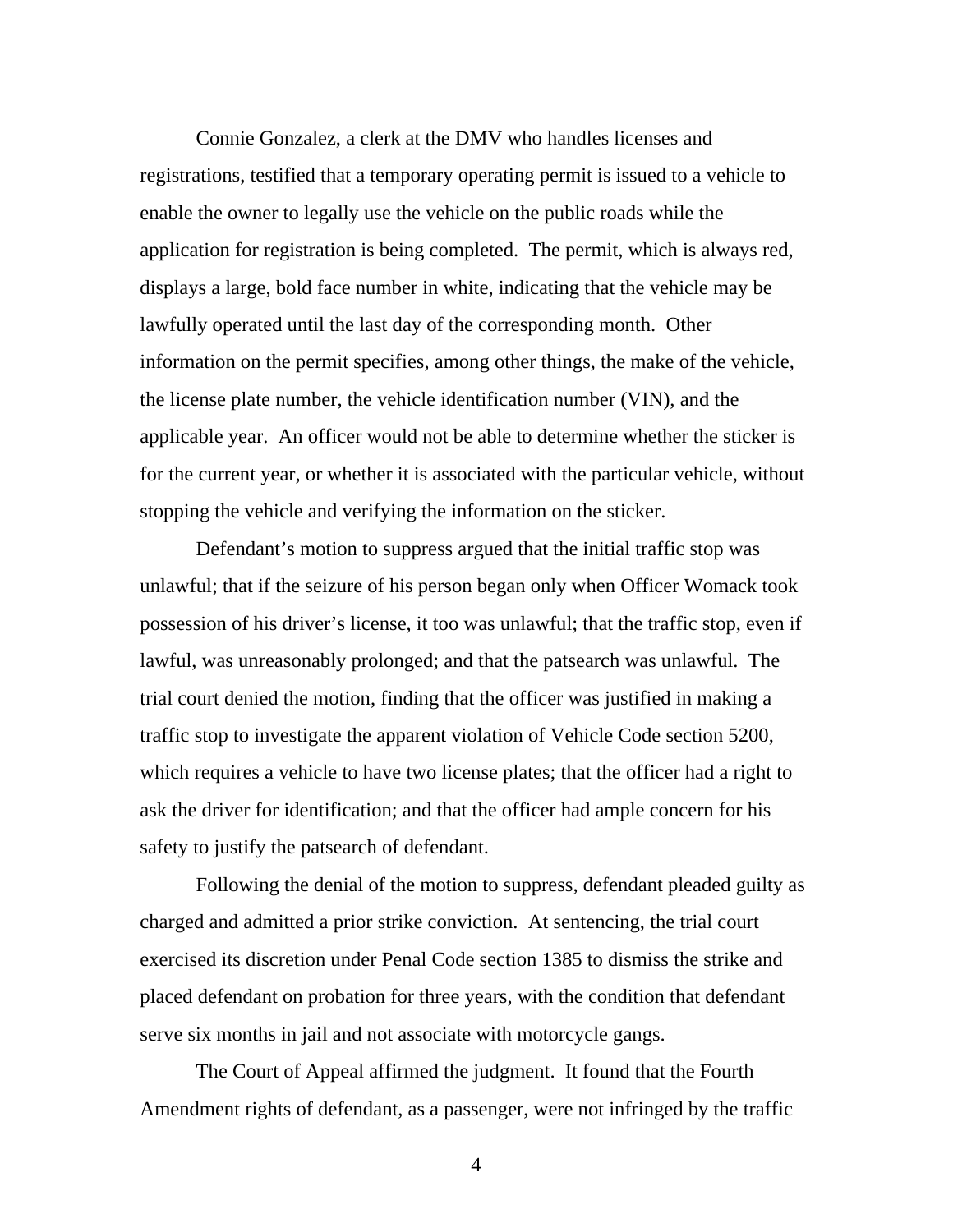Connie Gonzalez, a clerk at the DMV who handles licenses and registrations, testified that a temporary operating permit is issued to a vehicle to enable the owner to legally use the vehicle on the public roads while the application for registration is being completed. The permit, which is always red, displays a large, bold face number in white, indicating that the vehicle may be lawfully operated until the last day of the corresponding month. Other information on the permit specifies, among other things, the make of the vehicle, the license plate number, the vehicle identification number (VIN), and the applicable year. An officer would not be able to determine whether the sticker is for the current year, or whether it is associated with the particular vehicle, without stopping the vehicle and verifying the information on the sticker.

Defendant's motion to suppress argued that the initial traffic stop was unlawful; that if the seizure of his person began only when Officer Womack took possession of his driver's license, it too was unlawful; that the traffic stop, even if lawful, was unreasonably prolonged; and that the patsearch was unlawful. The trial court denied the motion, finding that the officer was justified in making a traffic stop to investigate the apparent violation of Vehicle Code section 5200, which requires a vehicle to have two license plates; that the officer had a right to ask the driver for identification; and that the officer had ample concern for his safety to justify the patsearch of defendant.

Following the denial of the motion to suppress, defendant pleaded guilty as charged and admitted a prior strike conviction. At sentencing, the trial court exercised its discretion under Penal Code section 1385 to dismiss the strike and placed defendant on probation for three years, with the condition that defendant serve six months in jail and not associate with motorcycle gangs.

The Court of Appeal affirmed the judgment. It found that the Fourth Amendment rights of defendant, as a passenger, were not infringed by the traffic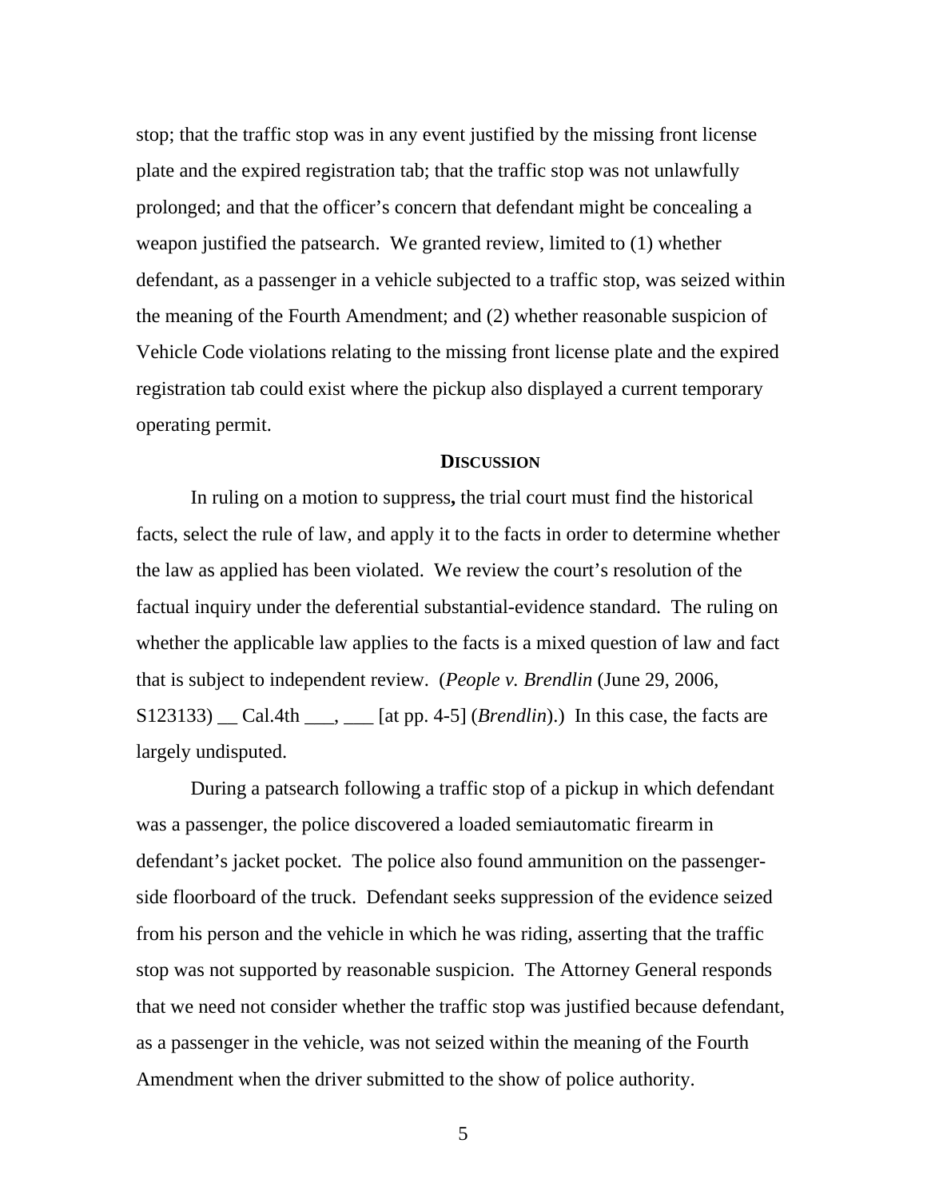stop; that the traffic stop was in any event justified by the missing front license plate and the expired registration tab; that the traffic stop was not unlawfully prolonged; and that the officer's concern that defendant might be concealing a weapon justified the patsearch. We granted review, limited to (1) whether defendant, as a passenger in a vehicle subjected to a traffic stop, was seized within the meaning of the Fourth Amendment; and (2) whether reasonable suspicion of Vehicle Code violations relating to the missing front license plate and the expired registration tab could exist where the pickup also displayed a current temporary operating permit.

## DISCUSSION

In ruling on a motion to suppress**,** the trial court must find the historical facts, select the rule of law, and apply it to the facts in order to determine whether the law as applied has been violated. We review the court's resolution of the factual inquiry under the deferential substantial-evidence standard. The ruling on whether the applicable law applies to the facts is a mixed question of law and fact that is subject to independent review. (*People v. Brendlin* (June 29, 2006, S123133) __ Cal.4th ___, ___ [at pp. 4-5] (*Brendlin*).) In this case, the facts are largely undisputed.

During a patsearch following a traffic stop of a pickup in which defendant was a passenger, the police discovered a loaded semiautomatic firearm in defendant's jacket pocket. The police also found ammunition on the passenger-side floorboard of the truck. Defendant seeks suppression of the evidence seized from his person and the vehicle in which he was riding, asserting that the traffic stop was not supported by reasonable suspicion. The Attorney General responds that we need not consider whether the traffic stop was justified because defendant, as a passenger in the vehicle, was not seized within the meaning of the Fourth Amendment when the driver submitted to the show of police authority.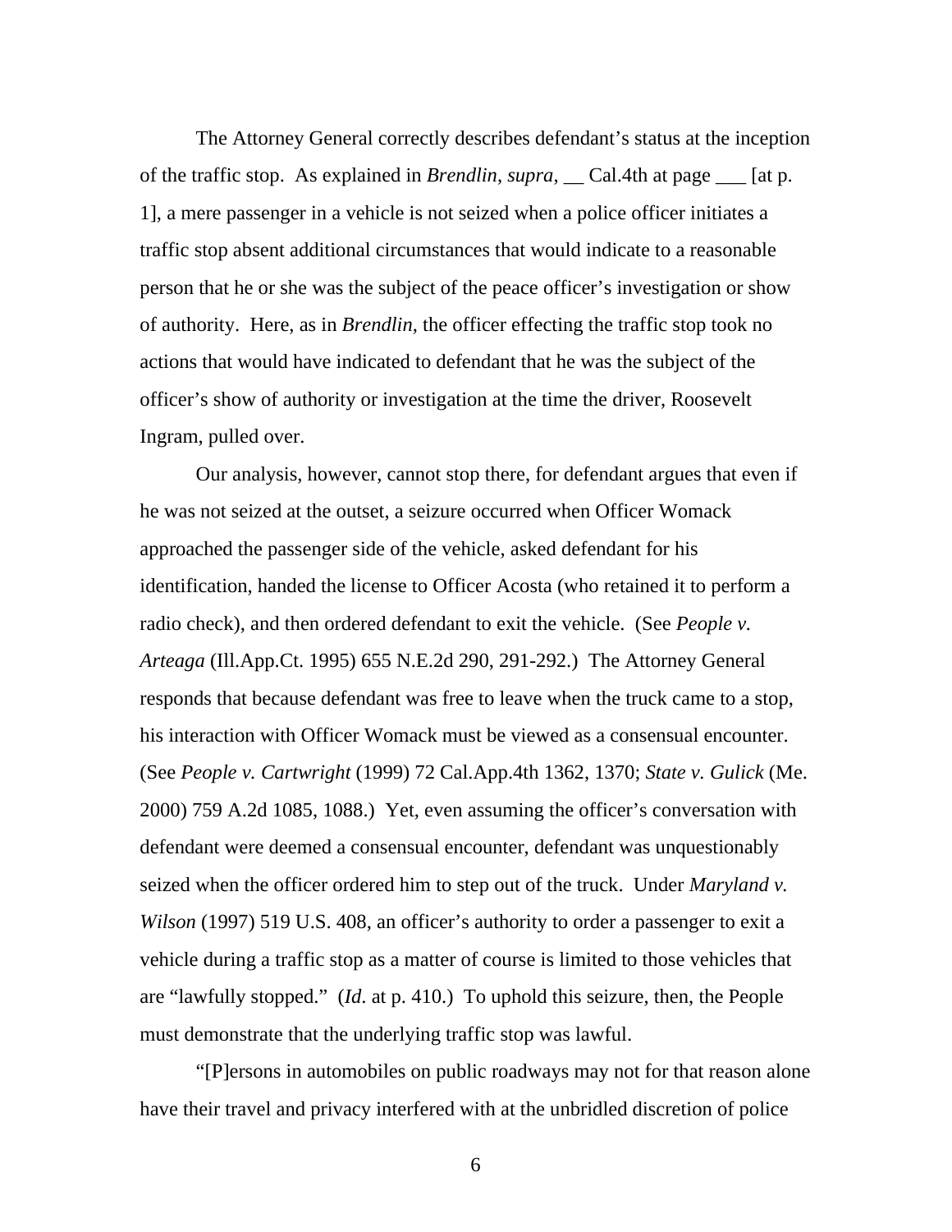The Attorney General correctly describes defendant's status at the inception of the traffic stop. As explained in *Brendlin*, *supra*, __ Cal.4th at page ___ [at p. 1], a mere passenger in a vehicle is not seized when a police officer initiates a traffic stop absent additional circumstances that would indicate to a reasonable person that he or she was the subject of the peace officer's investigation or show of authority. Here, as in *Brendlin*, the officer effecting the traffic stop took no actions that would have indicated to defendant that he was the subject of the officer's show of authority or investigation at the time the driver, Roosevelt Ingram, pulled over.

Our analysis, however, cannot stop there, for defendant argues that even if he was not seized at the outset, a seizure occurred when Officer Womack approached the passenger side of the vehicle, asked defendant for his identification, handed the license to Officer Acosta (who retained it to perform a radio check), and then ordered defendant to exit the vehicle. (See *People v. Arteaga* (Ill.App.Ct. 1995) 655 N.E.2d 290, 291-292.) The Attorney General responds that because defendant was free to leave when the truck came to a stop, his interaction with Officer Womack must be viewed as a consensual encounter. (See *People v. Cartwright* (1999) 72 Cal.App.4th 1362, 1370; *State v. Gulick* (Me. 2000) 759 A.2d 1085, 1088.) Yet, even assuming the officer's conversation with defendant were deemed a consensual encounter, defendant was unquestionably seized when the officer ordered him to step out of the truck. Under *Maryland v. Wilson* (1997) 519 U.S. 408, an officer's authority to order a passenger to exit a vehicle during a traffic stop as a matter of course is limited to those vehicles that are "lawfully stopped." (*Id*. at p. 410.) To uphold this seizure, then, the People must demonstrate that the underlying traffic stop was lawful.

"[P]ersons in automobiles on public roadways may not for that reason alone have their travel and privacy interfered with at the unbridled discretion of police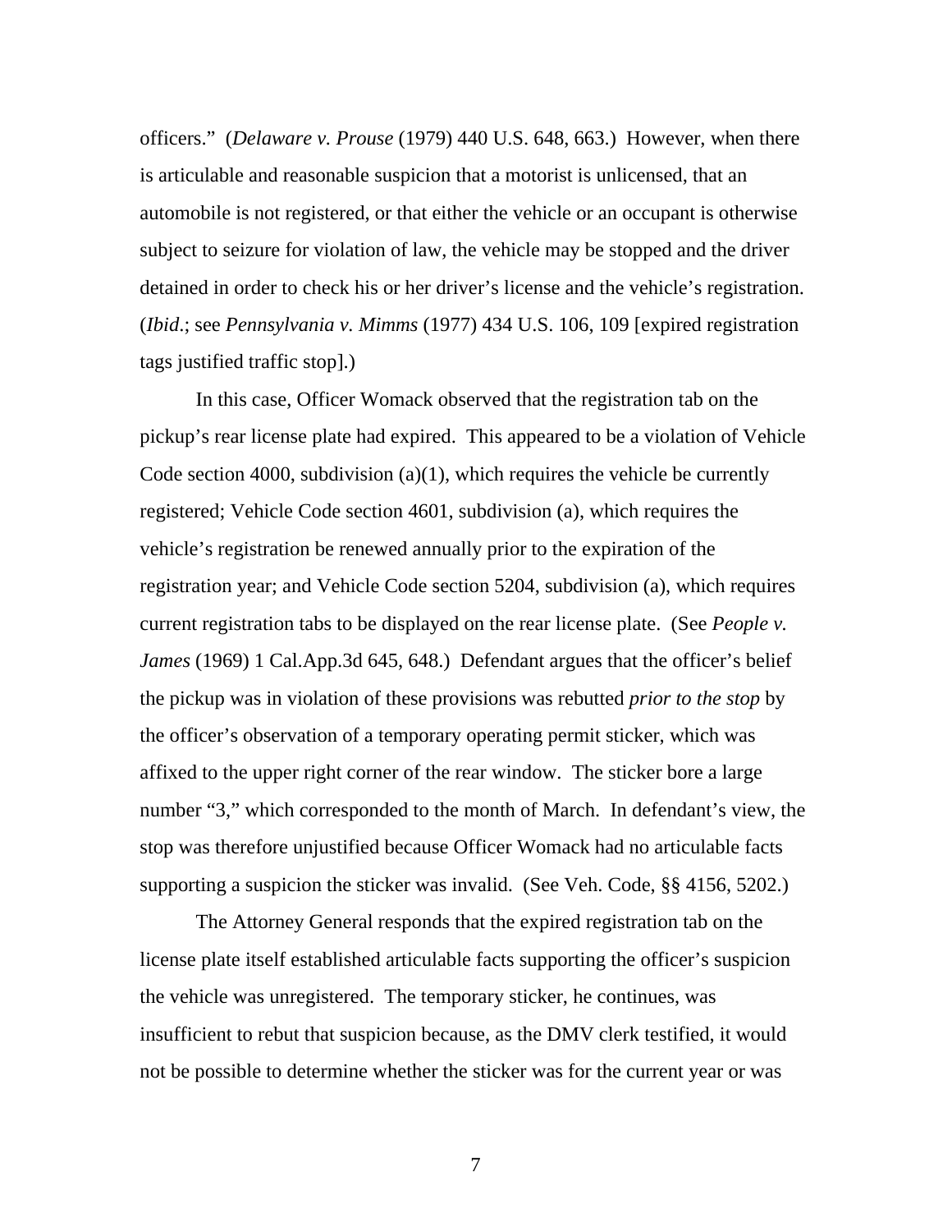officers." (*Delaware v. Prouse* (1979) 440 U.S. 648, 663.) However, when there is articulable and reasonable suspicion that a motorist is unlicensed, that an automobile is not registered, or that either the vehicle or an occupant is otherwise subject to seizure for violation of law, the vehicle may be stopped and the driver detained in order to check his or her driver's license and the vehicle's registration. (*Ibid*.; see *Pennsylvania v. Mimms* (1977) 434 U.S. 106, 109 [expired registration tags justified traffic stop].)

In this case, Officer Womack observed that the registration tab on the pickup's rear license plate had expired. This appeared to be a violation of Vehicle Code section 4000, subdivision (a)(1), which requires the vehicle be currently registered; Vehicle Code section 4601, subdivision (a), which requires the vehicle's registration be renewed annually prior to the expiration of the registration year; and Vehicle Code section 5204, subdivision (a), which requires current registration tabs to be displayed on the rear license plate. (See *People v. James* (1969) 1 Cal.App.3d 645, 648.) Defendant argues that the officer's belief the pickup was in violation of these provisions was rebutted *prior to the stop* by the officer's observation of a temporary operating permit sticker, which was affixed to the upper right corner of the rear window. The sticker bore a large number "3," which corresponded to the month of March. In defendant's view, the stop was therefore unjustified because Officer Womack had no articulable facts supporting a suspicion the sticker was invalid. (See Veh. Code, §§ 4156, 5202.)

The Attorney General responds that the expired registration tab on the license plate itself established articulable facts supporting the officer's suspicion the vehicle was unregistered. The temporary sticker, he continues, was insufficient to rebut that suspicion because, as the DMV clerk testified, it would not be possible to determine whether the sticker was for the current year or was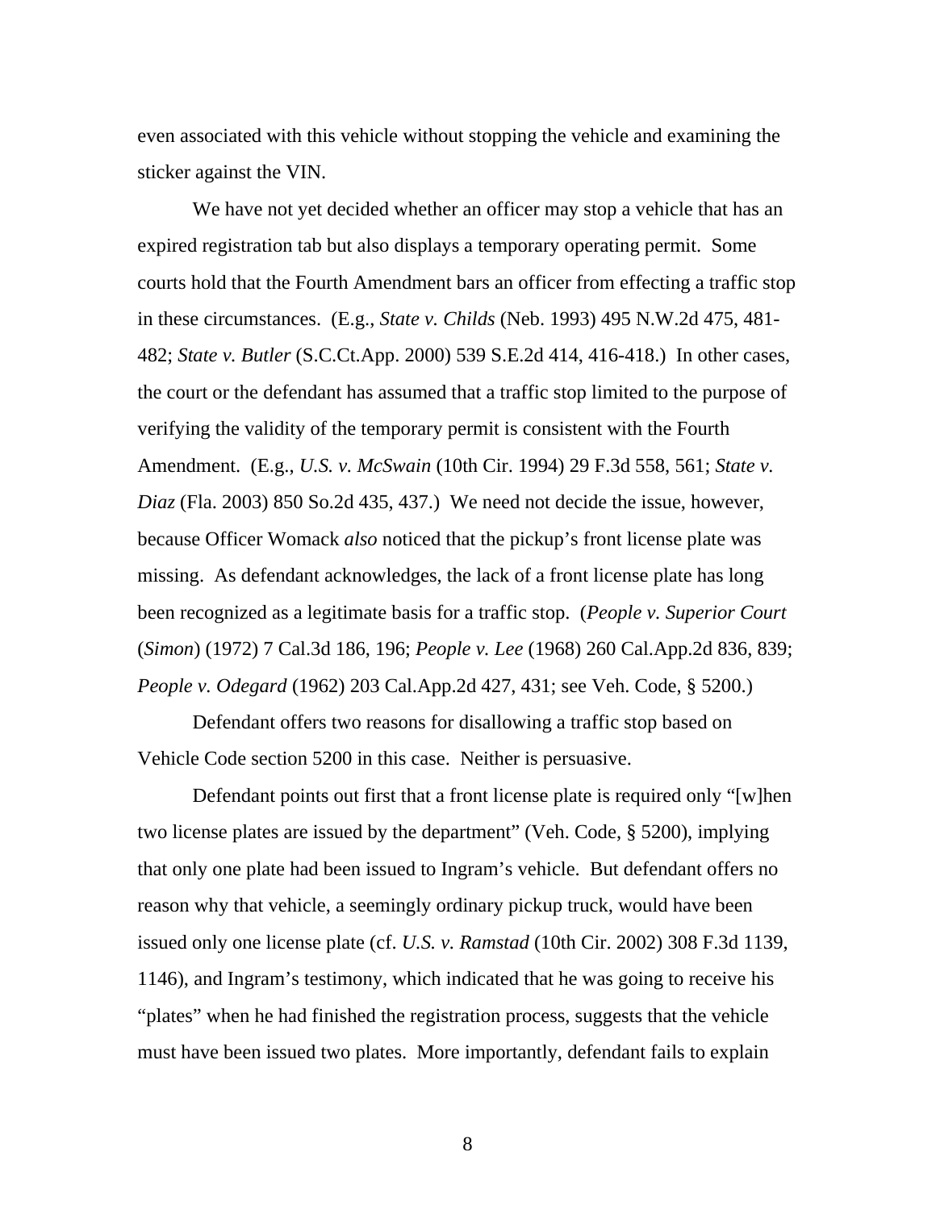even associated with this vehicle without stopping the vehicle and examining the sticker against the VIN.

We have not yet decided whether an officer may stop a vehicle that has an expired registration tab but also displays a temporary operating permit. Some courts hold that the Fourth Amendment bars an officer from effecting a traffic stop in these circumstances. (E.g., *State v. Childs* (Neb. 1993) 495 N.W.2d 475, 481-482; *State v. Butler* (S.C.Ct.App. 2000) 539 S.E.2d 414, 416-418.) In other cases, the court or the defendant has assumed that a traffic stop limited to the purpose of verifying the validity of the temporary permit is consistent with the Fourth Amendment. (E.g., *U.S. v. McSwain* (10th Cir. 1994) 29 F.3d 558, 561; *State v. Diaz* (Fla. 2003) 850 So.2d 435, 437.) We need not decide the issue, however, because Officer Womack *also* noticed that the pickup's front license plate was missing. As defendant acknowledges, the lack of a front license plate has long been recognized as a legitimate basis for a traffic stop. (*People v. Superior Court* (*Simon*) (1972) 7 Cal.3d 186, 196; *People v. Lee* (1968) 260 Cal.App.2d 836, 839; *People v. Odegard* (1962) 203 Cal.App.2d 427, 431; see Veh. Code, § 5200.)

Defendant offers two reasons for disallowing a traffic stop based on Vehicle Code section 5200 in this case. Neither is persuasive.

Defendant points out first that a front license plate is required only "[w]hen two license plates are issued by the department" (Veh. Code, § 5200), implying that only one plate had been issued to Ingram's vehicle. But defendant offers no reason why that vehicle, a seemingly ordinary pickup truck, would have been issued only one license plate (cf. *U.S. v. Ramstad* (10th Cir. 2002) 308 F.3d 1139, 1146), and Ingram's testimony, which indicated that he was going to receive his "plates" when he had finished the registration process, suggests that the vehicle must have been issued two plates. More importantly, defendant fails to explain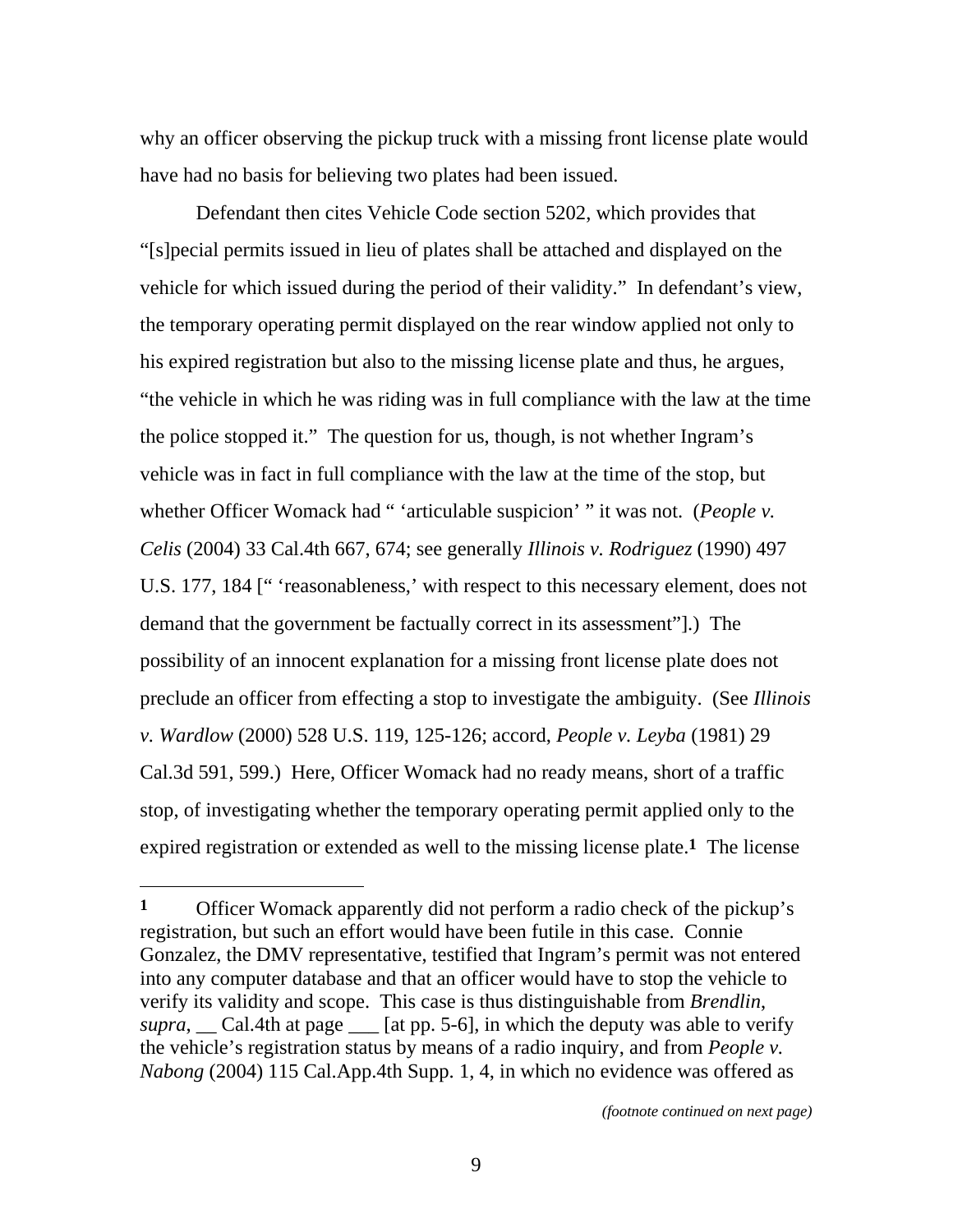why an officer observing the pickup truck with a missing front license plate would have had no basis for believing two plates had been issued.

Defendant then cites Vehicle Code section 5202, which provides that "[s]pecial permits issued in lieu of plates shall be attached and displayed on the vehicle for which issued during the period of their validity." In defendant's view, the temporary operating permit displayed on the rear window applied not only to his expired registration but also to the missing license plate and thus, he argues, "the vehicle in which he was riding was in full compliance with the law at the time the police stopped it." The question for us, though, is not whether Ingram's vehicle was in fact in full compliance with the law at the time of the stop, but whether Officer Womack had " 'articulable suspicion' " it was not. (*People v. Celis* (2004) 33 Cal.4th 667, 674; see generally *Illinois v. Rodriguez* (1990) 497 U.S. 177, 184 [" 'reasonableness,' with respect to this necessary element, does not demand that the government be factually correct in its assessment"].) The possibility of an innocent explanation for a missing front license plate does not preclude an officer from effecting a stop to investigate the ambiguity. (See *Illinois v. Wardlow* (2000) 528 U.S. 119, 125-126; accord, *People v. Leyba* (1981) 29 Cal.3d 591, 599.) Here, Officer Womack had no ready means, short of a traffic stop, of investigating whether the temporary operating permit applied only to the expired registration or extended as well to the missing license plate.[1] The license

---

[1] Officer Womack apparently did not perform a radio check of the pickup's registration, but such an effort would have been futile in this case. Connie Gonzalez, the DMV representative, testified that Ingram's permit was not entered into any computer database and that an officer would have to stop the vehicle to verify its validity and scope. This case is thus distinguishable from *Brendlin*, *supra*, __ Cal.4th at page ___ [at pp. 5-6], in which the deputy was able to verify the vehicle's registration status by means of a radio inquiry, and from *People v. Nabong* (2004) 115 Cal.App.4th Supp. 1, 4, in which no evidence was offered as

*(footnote continued on next page)*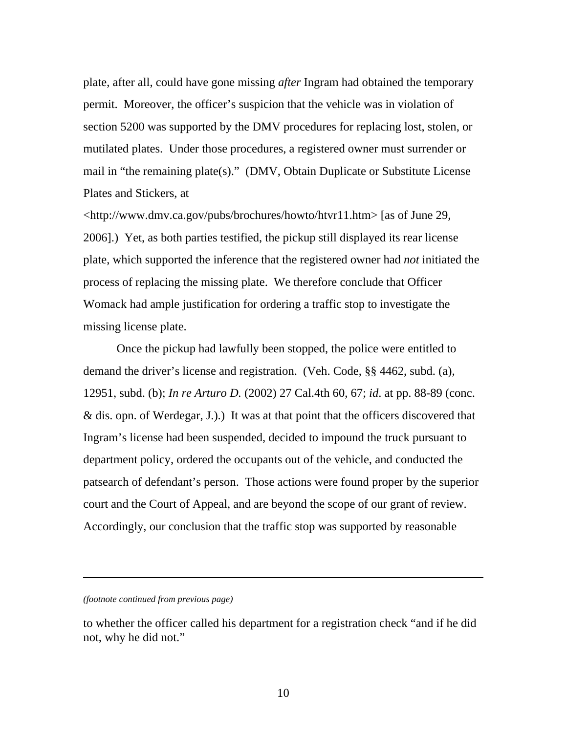plate, after all, could have gone missing *after* Ingram had obtained the temporary permit. Moreover, the officer's suspicion that the vehicle was in violation of section 5200 was supported by the DMV procedures for replacing lost, stolen, or mutilated plates. Under those procedures, a registered owner must surrender or mail in "the remaining plate(s)." (DMV, Obtain Duplicate or Substitute License Plates and Stickers, at <http://www.dmv.ca.gov/pubs/brochures/howto/htvr11.htm> [as of June 29, 2006].) Yet, as both parties testified, the pickup still displayed its rear license plate, which supported the inference that the registered owner had *not* initiated the process of replacing the missing plate. We therefore conclude that Officer Womack had ample justification for ordering a traffic stop to investigate the missing license plate.

Once the pickup had lawfully been stopped, the police were entitled to demand the driver's license and registration. (Veh. Code, §§ 4462, subd. (a), 12951, subd. (b); *In re Arturo D.* (2002) 27 Cal.4th 60, 67; *id.* at pp. 88-89 (conc. & dis. opn. of Werdegar, J.).) It was at that point that the officers discovered that Ingram's license had been suspended, decided to impound the truck pursuant to department policy, ordered the occupants out of the vehicle, and conducted the patsearch of defendant's person. Those actions were found proper by the superior court and the Court of Appeal, and are beyond the scope of our grant of review. Accordingly, our conclusion that the traffic stop was supported by reasonable

---

*(footnote continued from previous page)*

to whether the officer called his department for a registration check "and if he did not, why he did not."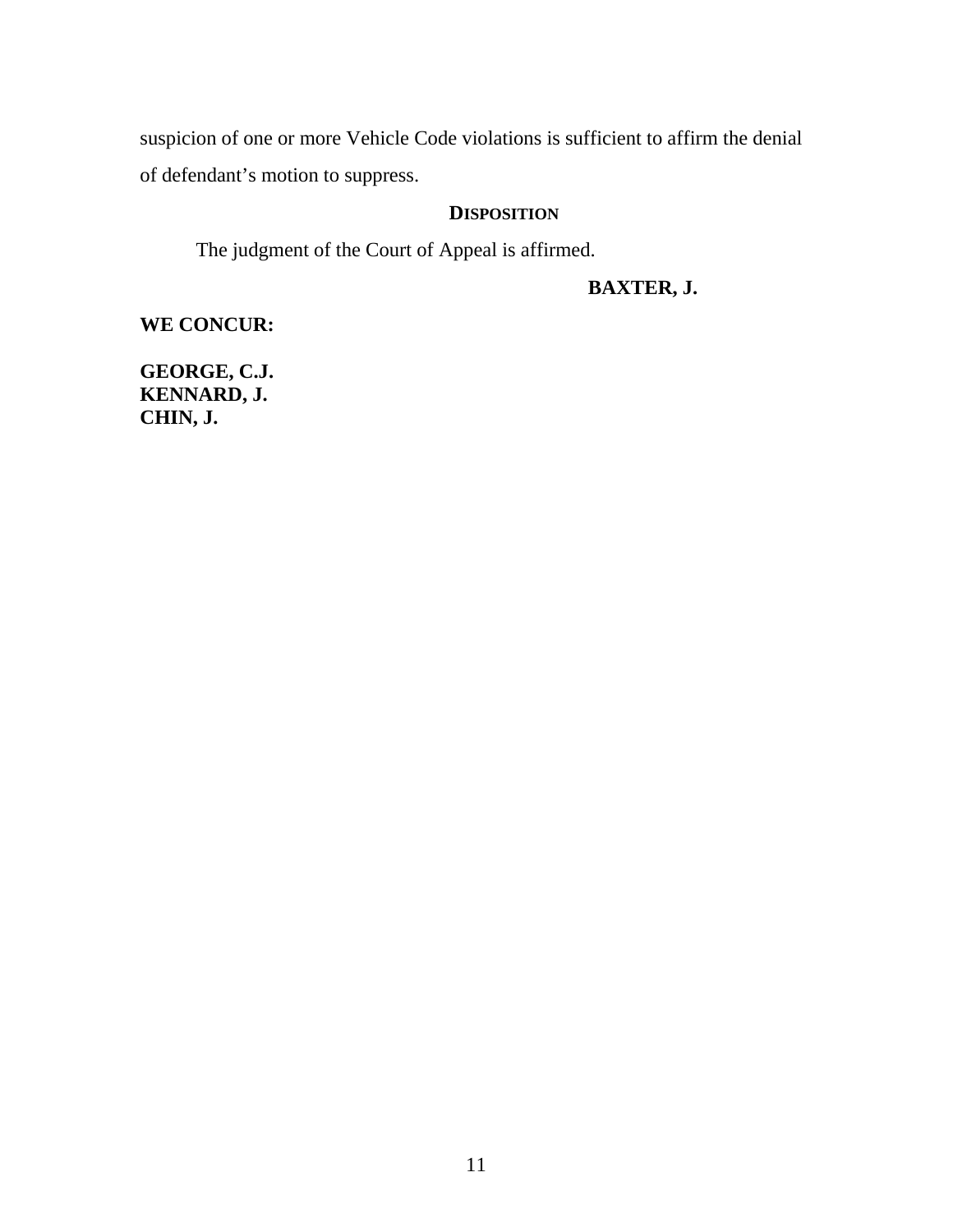suspicion of one or more Vehicle Code violations is sufficient to affirm the denial of defendant's motion to suppress.

## DISPOSITION

The judgment of the Court of Appeal is affirmed.

**BAXTER, J.**

**WE CONCUR:**

**GEORGE, C.J.**
**KENNARD, J.**
**CHIN, J.**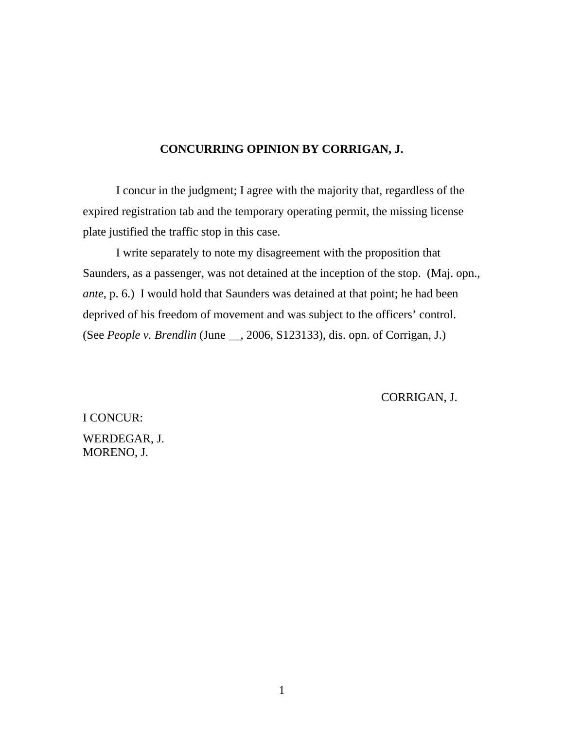## CONCURRING OPINION BY CORRIGAN, J.

I concur in the judgment; I agree with the majority that, regardless of the expired registration tab and the temporary operating permit, the missing license plate justified the traffic stop in this case.

I write separately to note my disagreement with the proposition that Saunders, as a passenger, was not detained at the inception of the stop. (Maj. opn., *ante*, p. 6.) I would hold that Saunders was detained at that point; he had been deprived of his freedom of movement and was subject to the officers' control. (See *People v. Brendlin* (June __, 2006, S123133), dis. opn. of Corrigan, J.)

CORRIGAN, J.

I CONCUR:

WERDEGAR, J.
MORENO, J.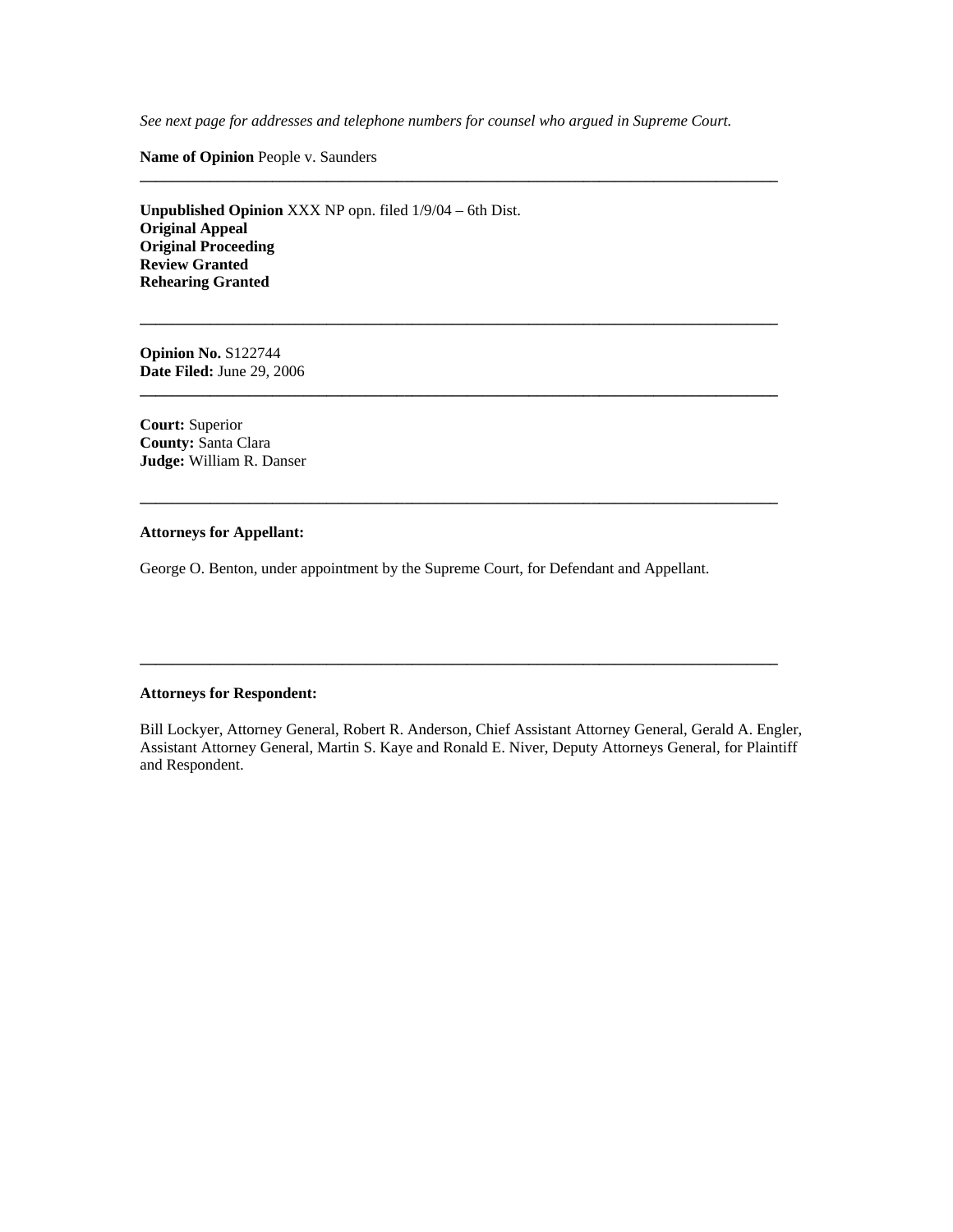*See next page for addresses and telephone numbers for counsel who argued in Supreme Court.*

**Name of Opinion** People v. Saunders

---

**Unpublished Opinion** XXX NP opn. filed 1/9/04 – 6th Dist.
**Original Appeal**
**Original Proceeding**
**Review Granted**
**Rehearing Granted**

---

**Opinion No.** S122744
**Date Filed:** June 29, 2006

---

**Court:** Superior
**County:** Santa Clara
**Judge:** William R. Danser

---

**Attorneys for Appellant:**

George O. Benton, under appointment by the Supreme Court, for Defendant and Appellant.

---

**Attorneys for Respondent:**

Bill Lockyer, Attorney General, Robert R. Anderson, Chief Assistant Attorney General, Gerald A. Engler, Assistant Attorney General, Martin S. Kaye and Ronald E. Niver, Deputy Attorneys General, for Plaintiff and Respondent.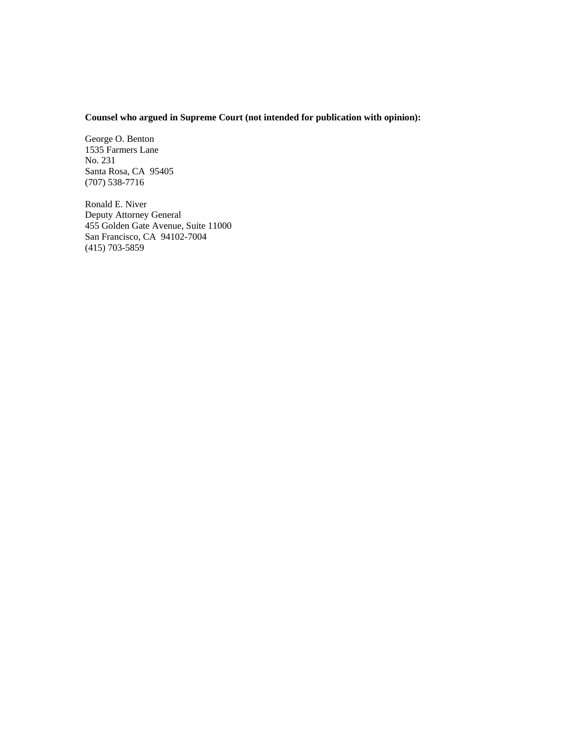**Counsel who argued in Supreme Court (not intended for publication with opinion):**

George O. Benton
1535 Farmers Lane
No. 231
Santa Rosa, CA  95405
(707) 538-7716

Ronald E. Niver
Deputy Attorney General
455 Golden Gate Avenue, Suite 11000
San Francisco, CA  94102-7004
(415) 703-5859